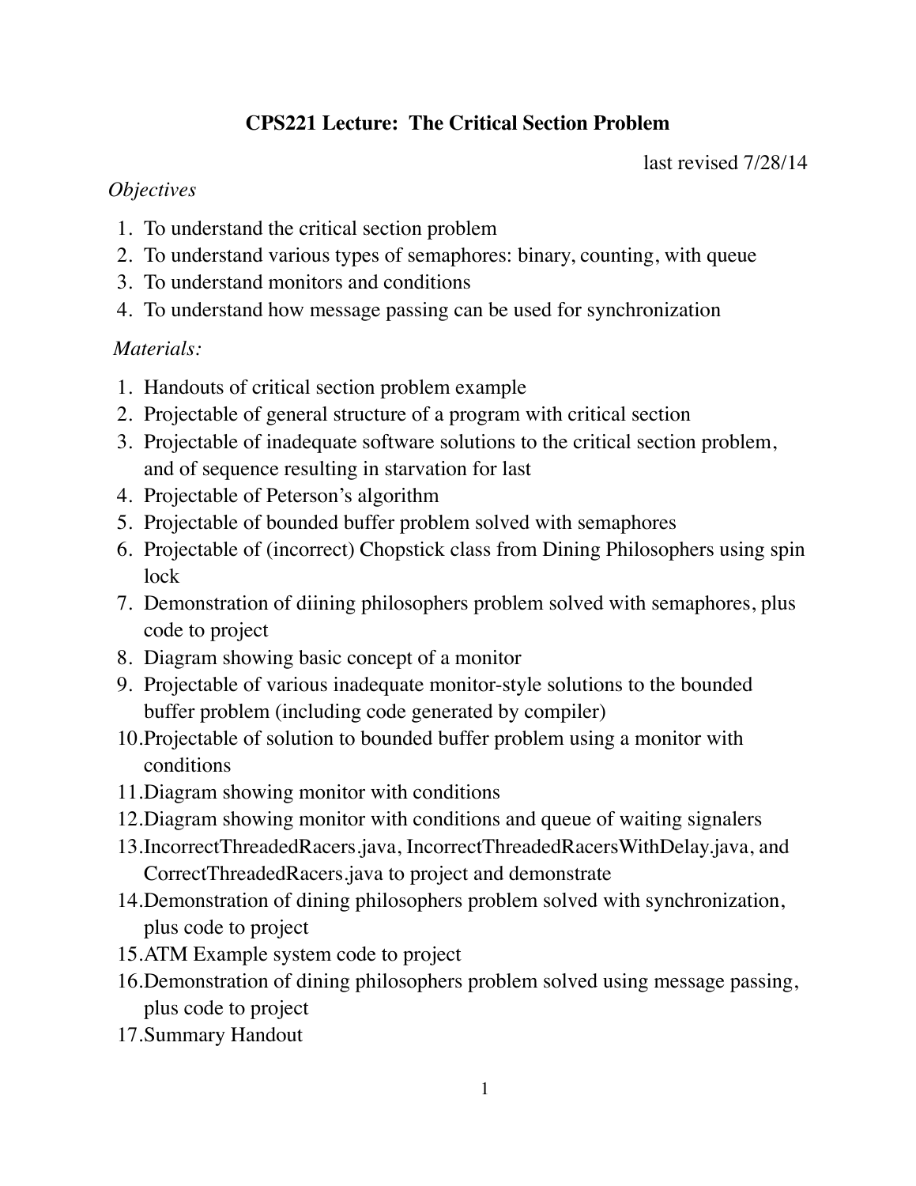# CPS221 Lecture: The Critical Section Problem

last revised 7/28/14

*Objectives*

1. To understand the critical section problem
2. To understand various types of semaphores: binary, counting, with queue
3. To understand monitors and conditions
4. To understand how message passing can be used for synchronization

*Materials:*

1. Handouts of critical section problem example
2. Projectable of general structure of a program with critical section
3. Projectable of inadequate software solutions to the critical section problem, and of sequence resulting in starvation for last
4. Projectable of Peterson's algorithm
5. Projectable of bounded buffer problem solved with semaphores
6. Projectable of (incorrect) Chopstick class from Dining Philosophers using spin lock
7. Demonstration of diining philosophers problem solved with semaphores, plus code to project
8. Diagram showing basic concept of a monitor
9. Projectable of various inadequate monitor-style solutions to the bounded buffer problem (including code generated by compiler)
10. Projectable of solution to bounded buffer problem using a monitor with conditions
11. Diagram showing monitor with conditions
12. Diagram showing monitor with conditions and queue of waiting signalers
13. IncorrectThreadedRacers.java, IncorrectThreadedRacersWithDelay.java, and CorrectThreadedRacers.java to project and demonstrate
14. Demonstration of dining philosophers problem solved with synchronization, plus code to project
15. ATM Example system code to project
16. Demonstration of dining philosophers problem solved using message passing, plus code to project
17. Summary Handout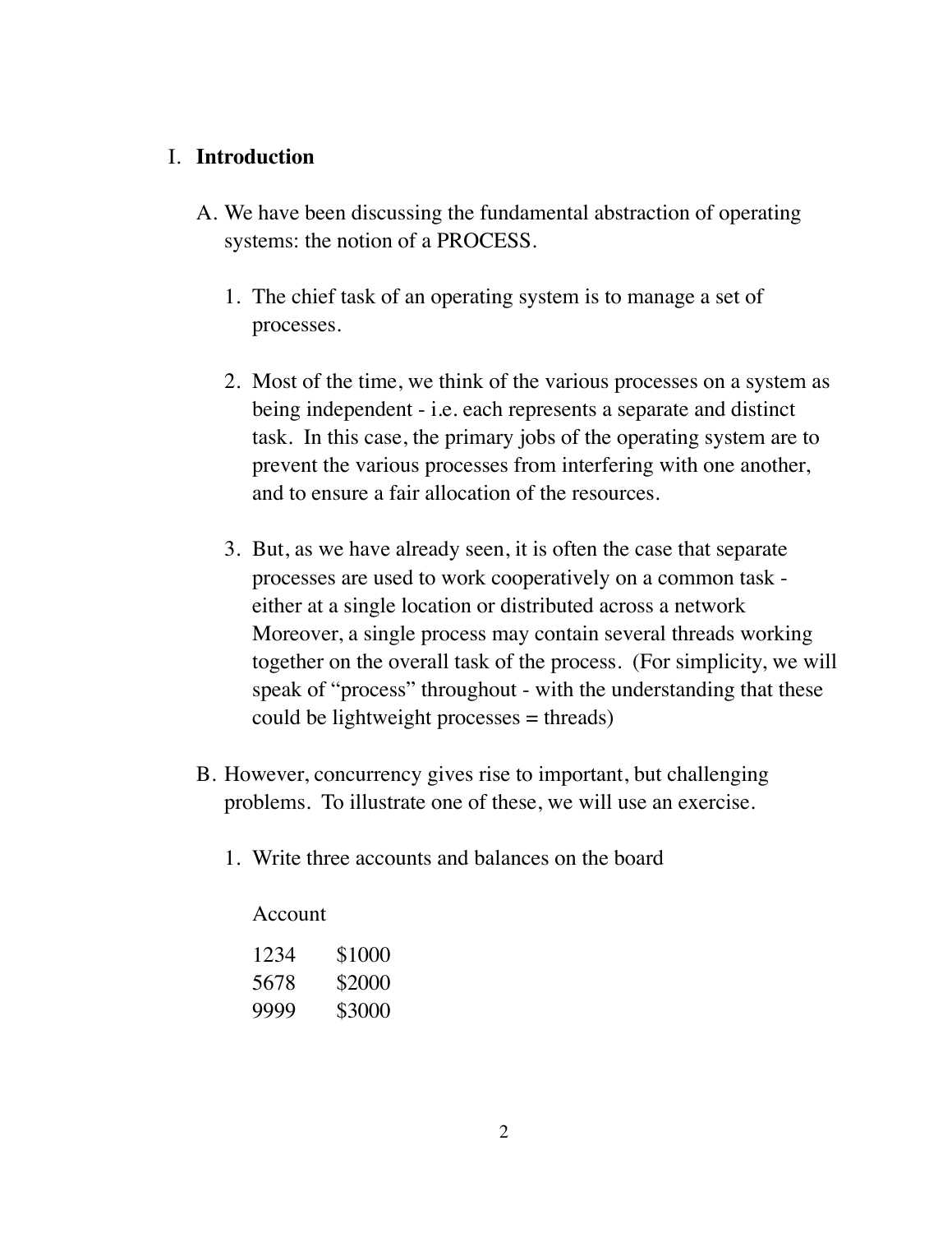# I. **Introduction**

A. We have been discussing the fundamental abstraction of operating systems: the notion of a PROCESS.

1. The chief task of an operating system is to manage a set of processes.

2. Most of the time, we think of the various processes on a system as being independent - i.e. each represents a separate and distinct task. In this case, the primary jobs of the operating system are to prevent the various processes from interfering with one another, and to ensure a fair allocation of the resources.

3. But, as we have already seen, it is often the case that separate processes are used to work cooperatively on a common task - either at a single location or distributed across a network Moreover, a single process may contain several threads working together on the overall task of the process. (For simplicity, we will speak of "process" throughout - with the understanding that these could be lightweight processes = threads)

B. However, concurrency gives rise to important, but challenging problems. To illustrate one of these, we will use an exercise.

1. Write three accounts and balances on the board

| Account | |
|---|---|
| 1234 | $1000 |
| 5678 | $2000 |
| 9999 | $3000 |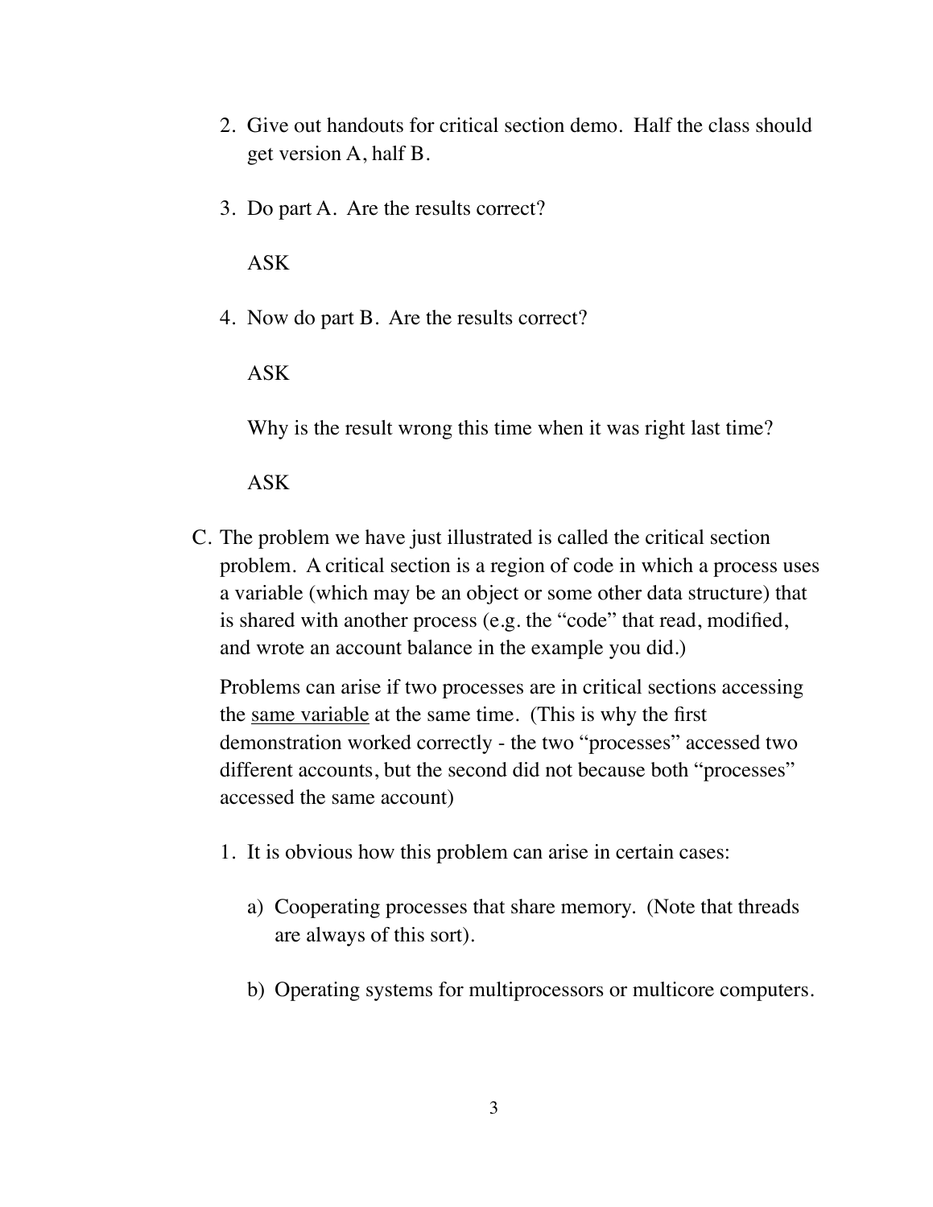2. Give out handouts for critical section demo. Half the class should get version A, half B.

3. Do part A. Are the results correct?

   ASK

4. Now do part B. Are the results correct?

   ASK

   Why is the result wrong this time when it was right last time?

   ASK

C. The problem we have just illustrated is called the critical section problem. A critical section is a region of code in which a process uses a variable (which may be an object or some other data structure) that is shared with another process (e.g. the "code" that read, modified, and wrote an account balance in the example you did.)

   Problems can arise if two processes are in critical sections accessing the <u>same variable</u> at the same time. (This is why the first demonstration worked correctly - the two "processes" accessed two different accounts, but the second did not because both "processes" accessed the same account)

   1. It is obvious how this problem can arise in certain cases:

      a) Cooperating processes that share memory. (Note that threads are always of this sort).

      b) Operating systems for multiprocessors or multicore computers.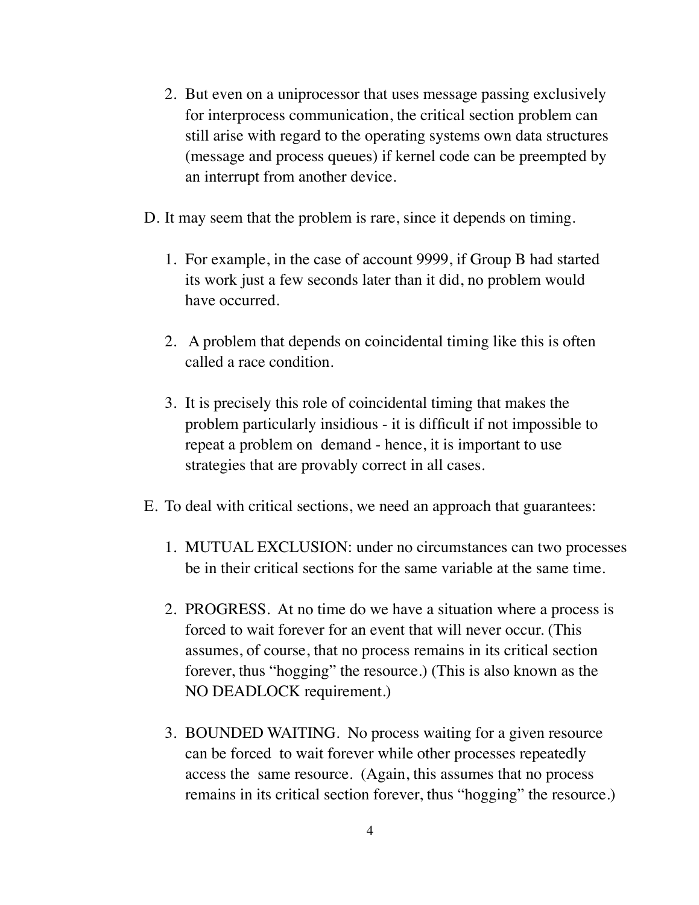2. But even on a uniprocessor that uses message passing exclusively for interprocess communication, the critical section problem can still arise with regard to the operating systems own data structures (message and process queues) if kernel code can be preempted by an interrupt from another device.

D. It may seem that the problem is rare, since it depends on timing.

1. For example, in the case of account 9999, if Group B had started its work just a few seconds later than it did, no problem would have occurred.

2. A problem that depends on coincidental timing like this is often called a race condition.

3. It is precisely this role of coincidental timing that makes the problem particularly insidious - it is difficult if not impossible to repeat a problem on demand - hence, it is important to use strategies that are provably correct in all cases.

E. To deal with critical sections, we need an approach that guarantees:

1. MUTUAL EXCLUSION: under no circumstances can two processes be in their critical sections for the same variable at the same time.

2. PROGRESS. At no time do we have a situation where a process is forced to wait forever for an event that will never occur. (This assumes, of course, that no process remains in its critical section forever, thus "hogging" the resource.) (This is also known as the NO DEADLOCK requirement.)

3. BOUNDED WAITING. No process waiting for a given resource can be forced to wait forever while other processes repeatedly access the same resource. (Again, this assumes that no process remains in its critical section forever, thus "hogging" the resource.)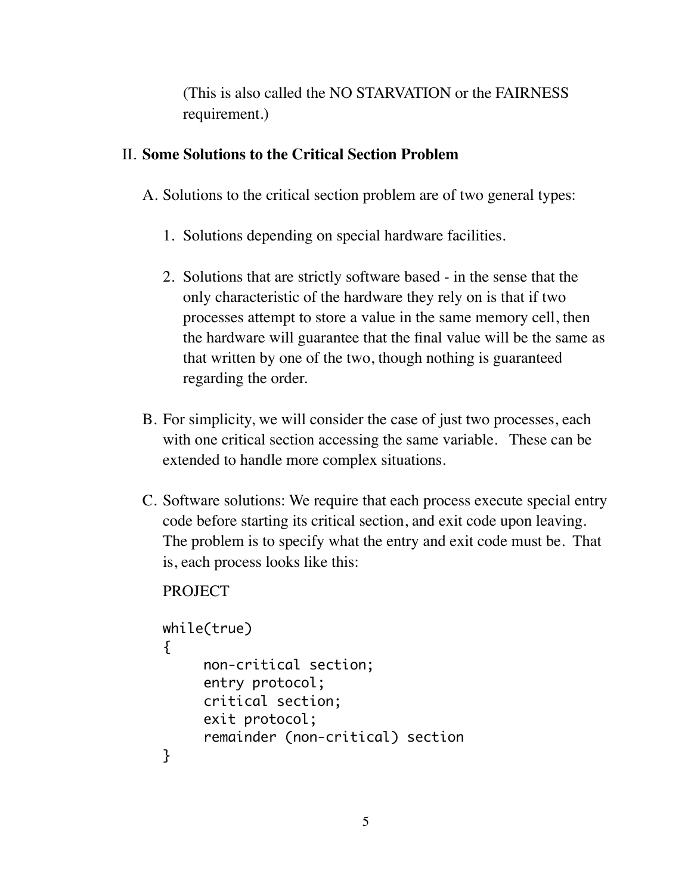(This is also called the NO STARVATION or the FAIRNESS requirement.)

## II. **Some Solutions to the Critical Section Problem**

A. Solutions to the critical section problem are of two general types:

1. Solutions depending on special hardware facilities.

2. Solutions that are strictly software based - in the sense that the only characteristic of the hardware they rely on is that if two processes attempt to store a value in the same memory cell, then the hardware will guarantee that the final value will be the same as that written by one of the two, though nothing is guaranteed regarding the order.

B. For simplicity, we will consider the case of just two processes, each with one critical section accessing the same variable. These can be extended to handle more complex situations.

C. Software solutions: We require that each process execute special entry code before starting its critical section, and exit code upon leaving. The problem is to specify what the entry and exit code must be. That is, each process looks like this:

PROJECT

```
while(true)
{
     non-critical section;
     entry protocol;
     critical section;
     exit protocol;
     remainder (non-critical) section
}
```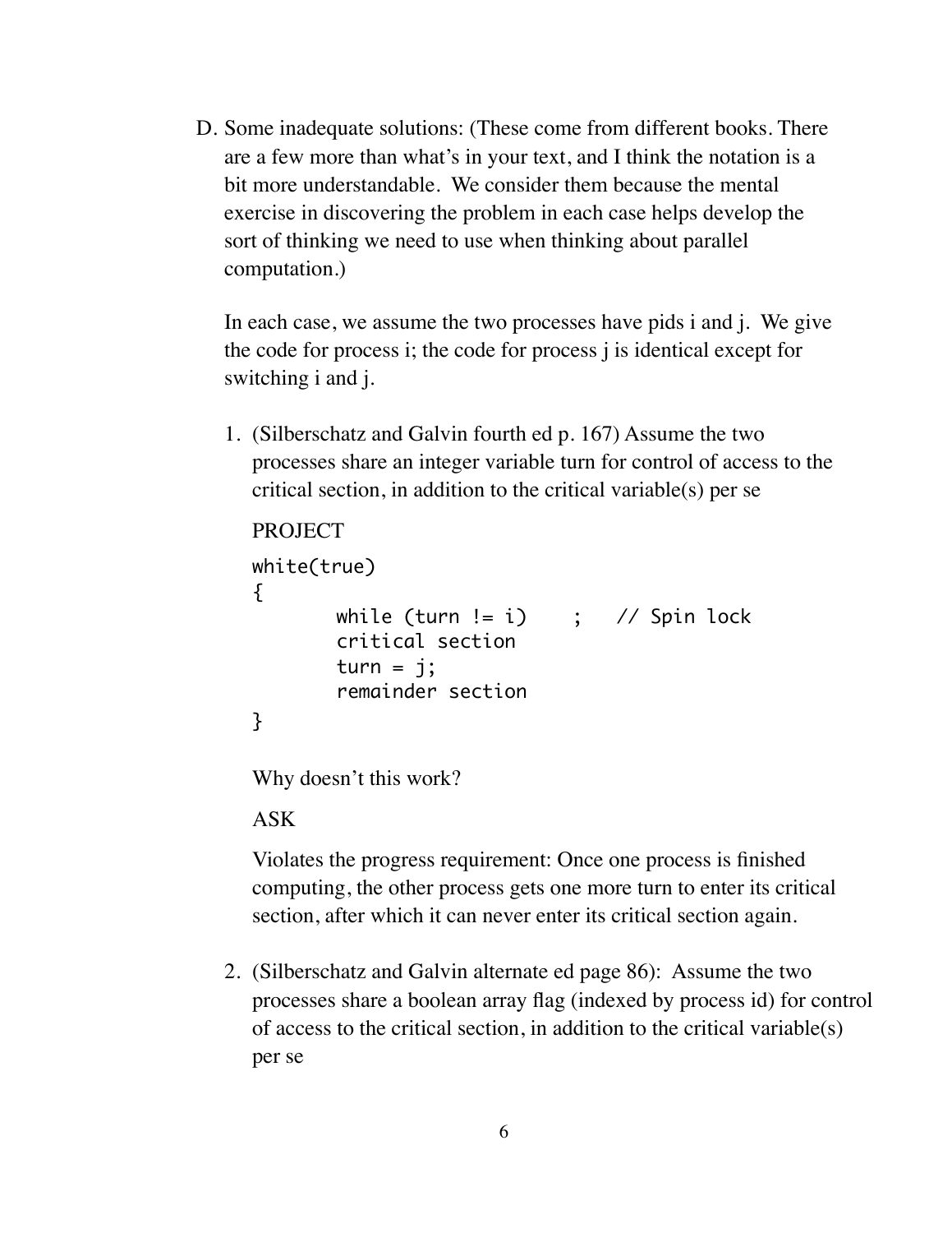D. Some inadequate solutions: (These come from different books. There are a few more than what's in your text, and I think the notation is a bit more understandable. We consider them because the mental exercise in discovering the problem in each case helps develop the sort of thinking we need to use when thinking about parallel computation.)

   In each case, we assume the two processes have pids i and j. We give the code for process i; the code for process j is identical except for switching i and j.

   1. (Silberschatz and Galvin fourth ed p. 167) Assume the two processes share an integer variable turn for control of access to the critical section, in addition to the critical variable(s) per se

      PROJECT

      ```
      white(true)
      {
              while (turn != i)    ;   // Spin lock
              critical section
              turn = j;
              remainder section
      }
      ```

      Why doesn't this work?

      ASK

      Violates the progress requirement: Once one process is finished computing, the other process gets one more turn to enter its critical section, after which it can never enter its critical section again.

   2. (Silberschatz and Galvin alternate ed page 86): Assume the two processes share a boolean array flag (indexed by process id) for control of access to the critical section, in addition to the critical variable(s) per se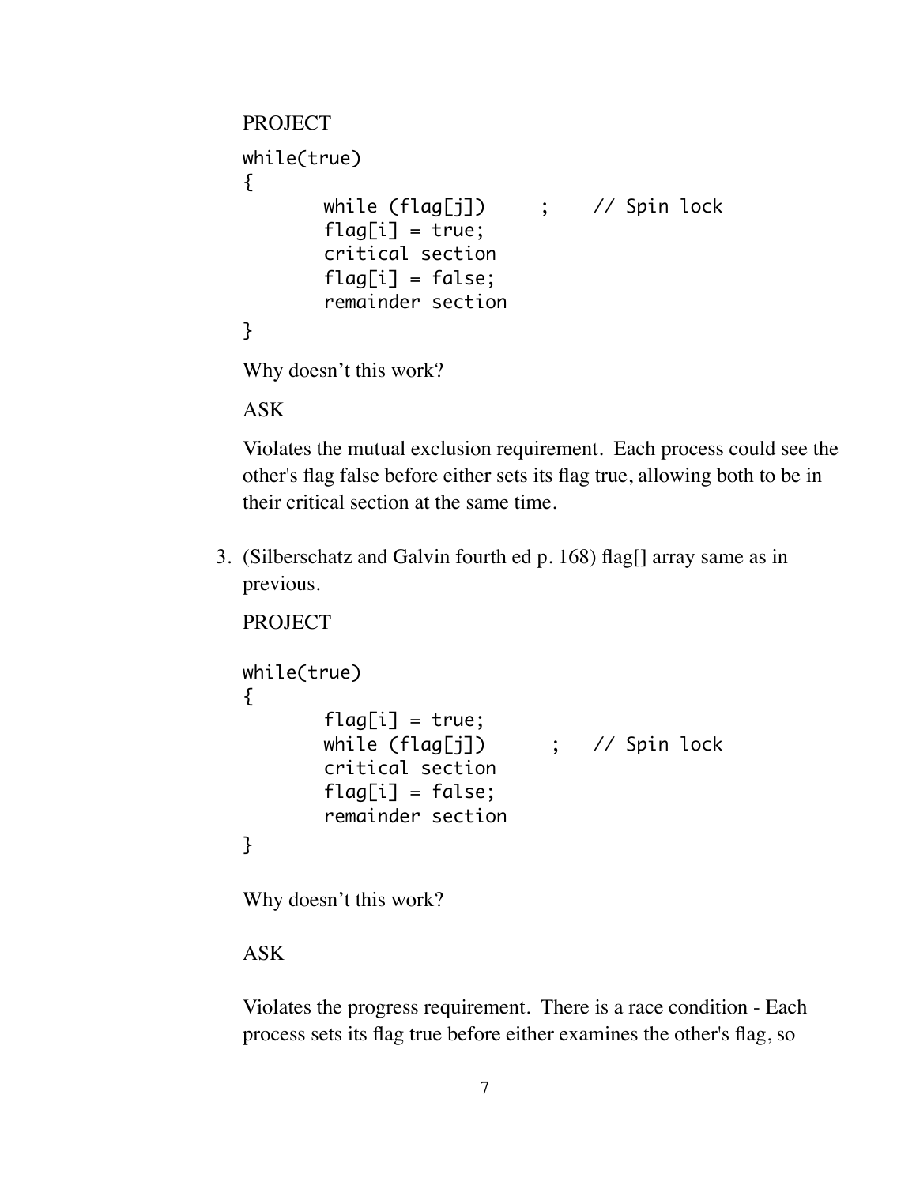PROJECT

```
while(true)
{
       while (flag[j])     ;    // Spin lock
       flag[i] = true;
       critical section
       flag[i] = false;
       remainder section
}
```

Why doesn't this work?

ASK

Violates the mutual exclusion requirement. Each process could see the other's flag false before either sets its flag true, allowing both to be in their critical section at the same time.

3. (Silberschatz and Galvin fourth ed p. 168) flag[] array same as in previous.

   PROJECT

   ```
   while(true)
   {
          flag[i] = true;
          while (flag[j])      ;   // Spin lock
          critical section
          flag[i] = false;
          remainder section
   }
   ```

   Why doesn't this work?

   ASK

   Violates the progress requirement. There is a race condition - Each process sets its flag true before either examines the other's flag, so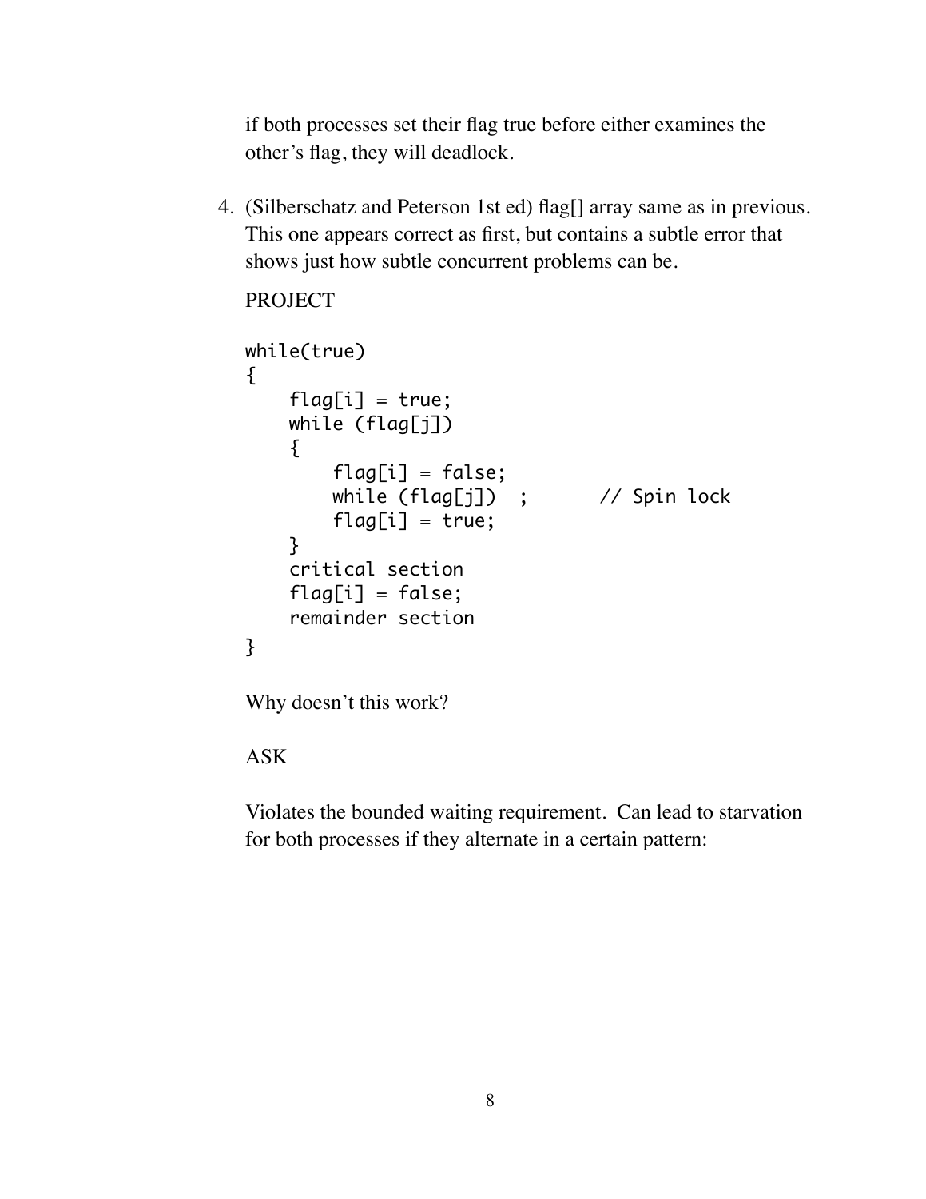if both processes set their flag true before either examines the other's flag, they will deadlock.

4. (Silberschatz and Peterson 1st ed) flag[] array same as in previous. This one appears correct as first, but contains a subtle error that shows just how subtle concurrent problems can be.

   PROJECT

   ```
   while(true)
   {
       flag[i] = true;
       while (flag[j])
       {
           flag[i] = false;
           while (flag[j])  ;       // Spin lock
           flag[i] = true;
       }
       critical section
       flag[i] = false;
       remainder section
   }
   ```

   Why doesn't this work?

   ASK

   Violates the bounded waiting requirement. Can lead to starvation for both processes if they alternate in a certain pattern: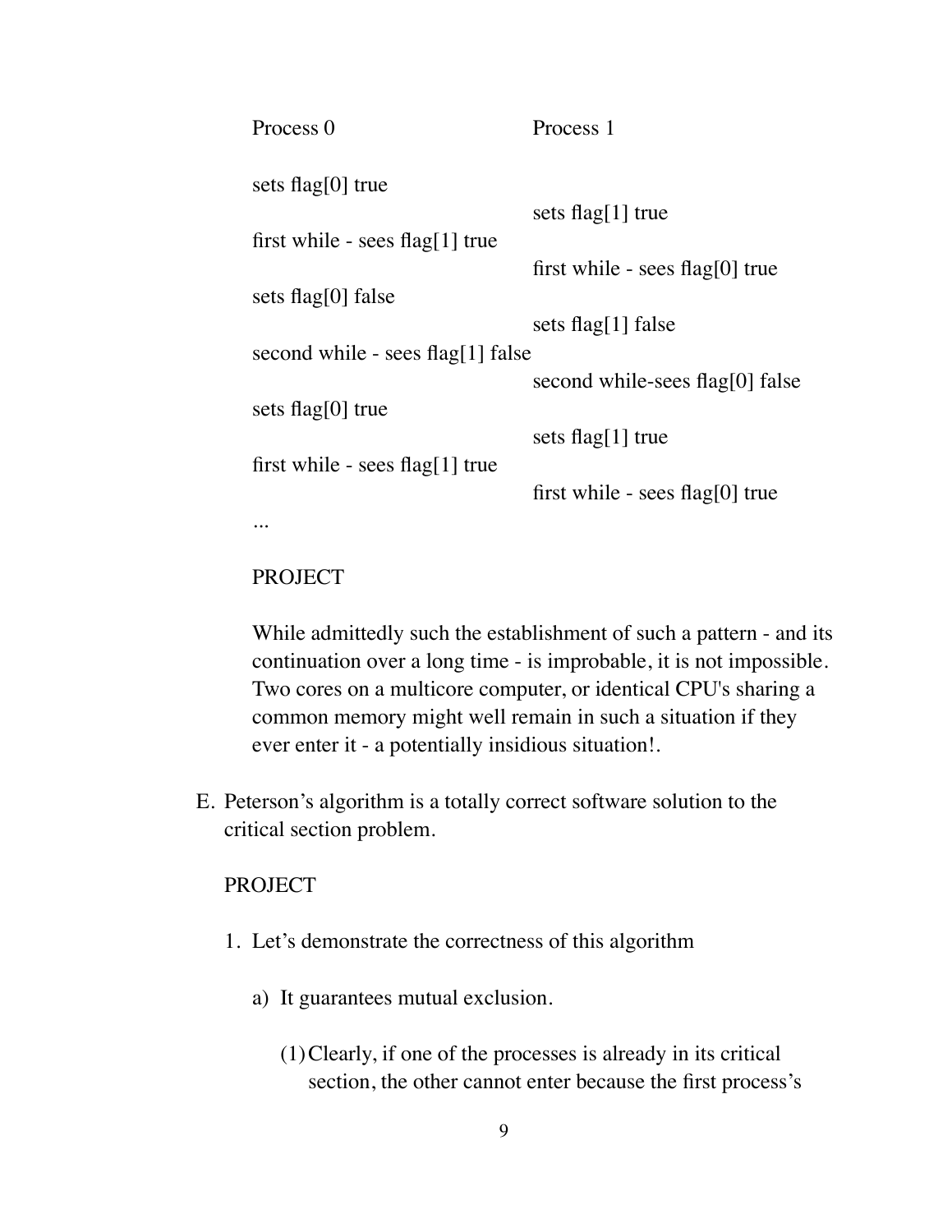| Process 0 | Process 1 |
|---|---|
| sets flag[0] true | |
| | sets flag[1] true |
| first while - sees flag[1] true | |
| | first while - sees flag[0] true |
| sets flag[0] false | |
| | sets flag[1] false |
| second while - sees flag[1] false | |
| | second while-sees flag[0] false |
| sets flag[0] true | |
| | sets flag[1] true |
| first while - sees flag[1] true | |
| | first while - sees flag[0] true |
| ... | |

PROJECT

While admittedly such the establishment of such a pattern - and its continuation over a long time - is improbable, it is not impossible. Two cores on a multicore computer, or identical CPU's sharing a common memory might well remain in such a situation if they ever enter it - a potentially insidious situation!.

E. Peterson's algorithm is a totally correct software solution to the critical section problem.

PROJECT

1. Let's demonstrate the correctness of this algorithm

   a) It guarantees mutual exclusion.

      (1) Clearly, if one of the processes is already in its critical section, the other cannot enter because the first process's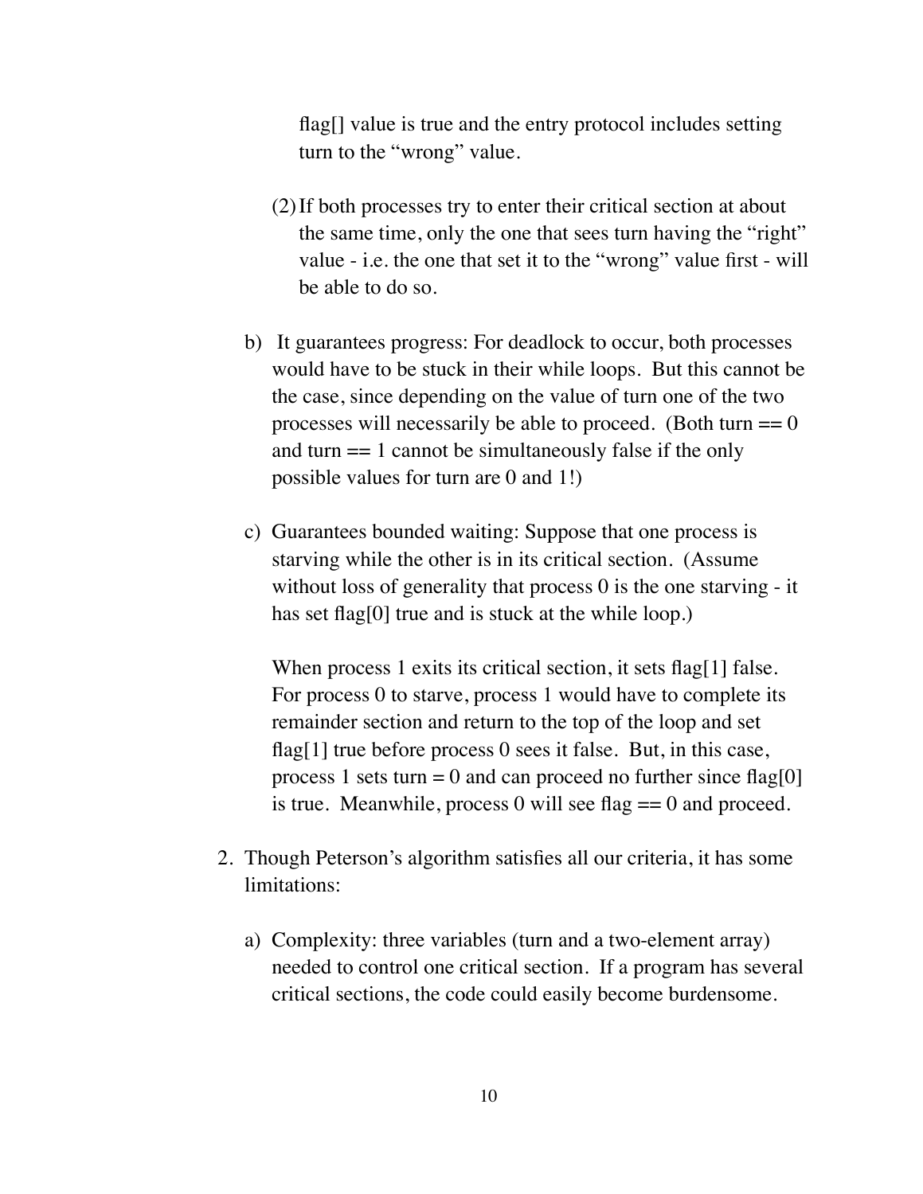flag[] value is true and the entry protocol includes setting turn to the “wrong” value.

(2) If both processes try to enter their critical section at about the same time, only the one that sees turn having the “right” value - i.e. the one that set it to the “wrong” value first - will be able to do so.

b) It guarantees progress: For deadlock to occur, both processes would have to be stuck in their while loops. But this cannot be the case, since depending on the value of turn one of the two processes will necessarily be able to proceed. (Both turn == 0 and turn == 1 cannot be simultaneously false if the only possible values for turn are 0 and 1!)

c) Guarantees bounded waiting: Suppose that one process is starving while the other is in its critical section. (Assume without loss of generality that process 0 is the one starving - it has set flag[0] true and is stuck at the while loop.)

   When process 1 exits its critical section, it sets flag[1] false. For process 0 to starve, process 1 would have to complete its remainder section and return to the top of the loop and set flag[1] true before process 0 sees it false. But, in this case, process 1 sets turn = 0 and can proceed no further since flag[0] is true. Meanwhile, process 0 will see flag == 0 and proceed.

2. Though Peterson’s algorithm satisfies all our criteria, it has some limitations:

   a) Complexity: three variables (turn and a two-element array) needed to control one critical section. If a program has several critical sections, the code could easily become burdensome.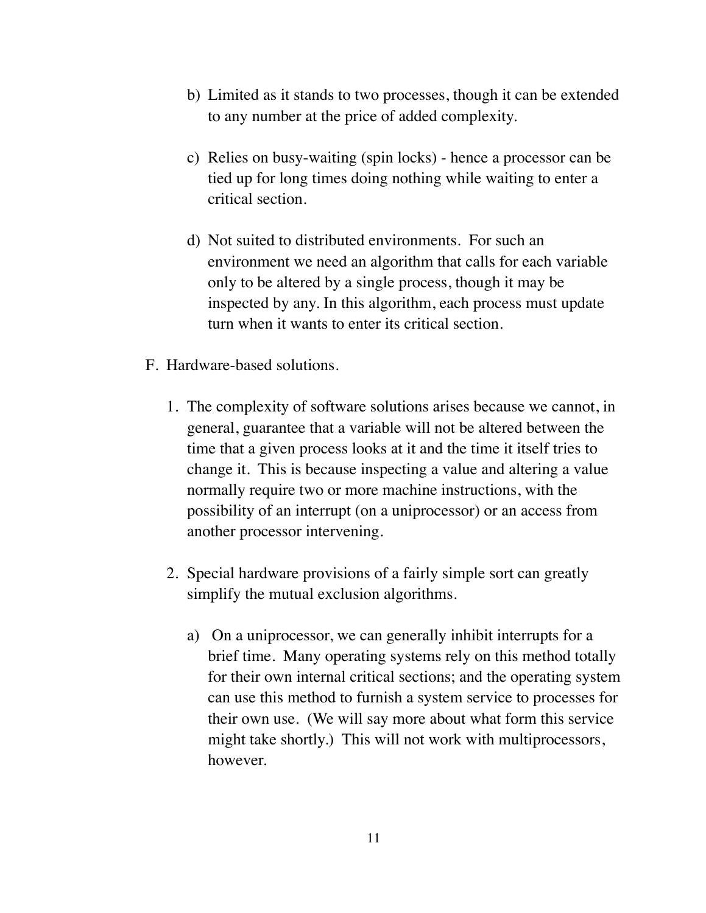b) Limited as it stands to two processes, though it can be extended to any number at the price of added complexity.

c) Relies on busy-waiting (spin locks) - hence a processor can be tied up for long times doing nothing while waiting to enter a critical section.

d) Not suited to distributed environments. For such an environment we need an algorithm that calls for each variable only to be altered by a single process, though it may be inspected by any. In this algorithm, each process must update turn when it wants to enter its critical section.

F. Hardware-based solutions.

1. The complexity of software solutions arises because we cannot, in general, guarantee that a variable will not be altered between the time that a given process looks at it and the time it itself tries to change it. This is because inspecting a value and altering a value normally require two or more machine instructions, with the possibility of an interrupt (on a uniprocessor) or an access from another processor intervening.

2. Special hardware provisions of a fairly simple sort can greatly simplify the mutual exclusion algorithms.

   a) On a uniprocessor, we can generally inhibit interrupts for a brief time. Many operating systems rely on this method totally for their own internal critical sections; and the operating system can use this method to furnish a system service to processes for their own use. (We will say more about what form this service might take shortly.) This will not work with multiprocessors, however.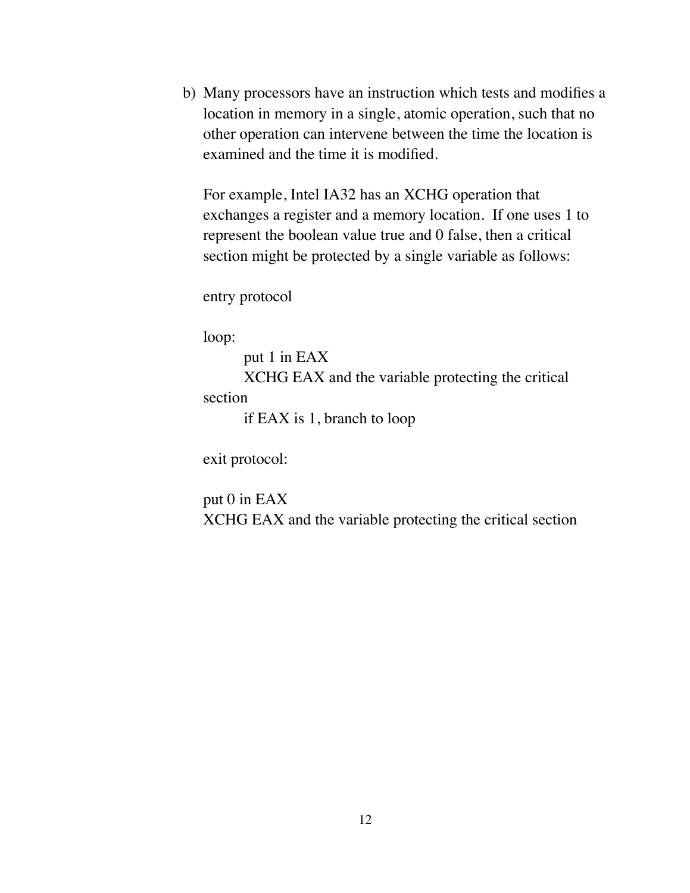b) Many processors have an instruction which tests and modifies a location in memory in a single, atomic operation, such that no other operation can intervene between the time the location is examined and the time it is modified.

   For example, Intel IA32 has an XCHG operation that exchanges a register and a memory location. If one uses 1 to represent the boolean value true and 0 false, then a critical section might be protected by a single variable as follows:

   entry protocol

   ```
   loop:
           put 1 in EAX
           XCHG EAX and the variable protecting the critical
   section
           if EAX is 1, branch to loop
   ```

   exit protocol:

   ```
   put 0 in EAX
   XCHG EAX and the variable protecting the critical section
   ```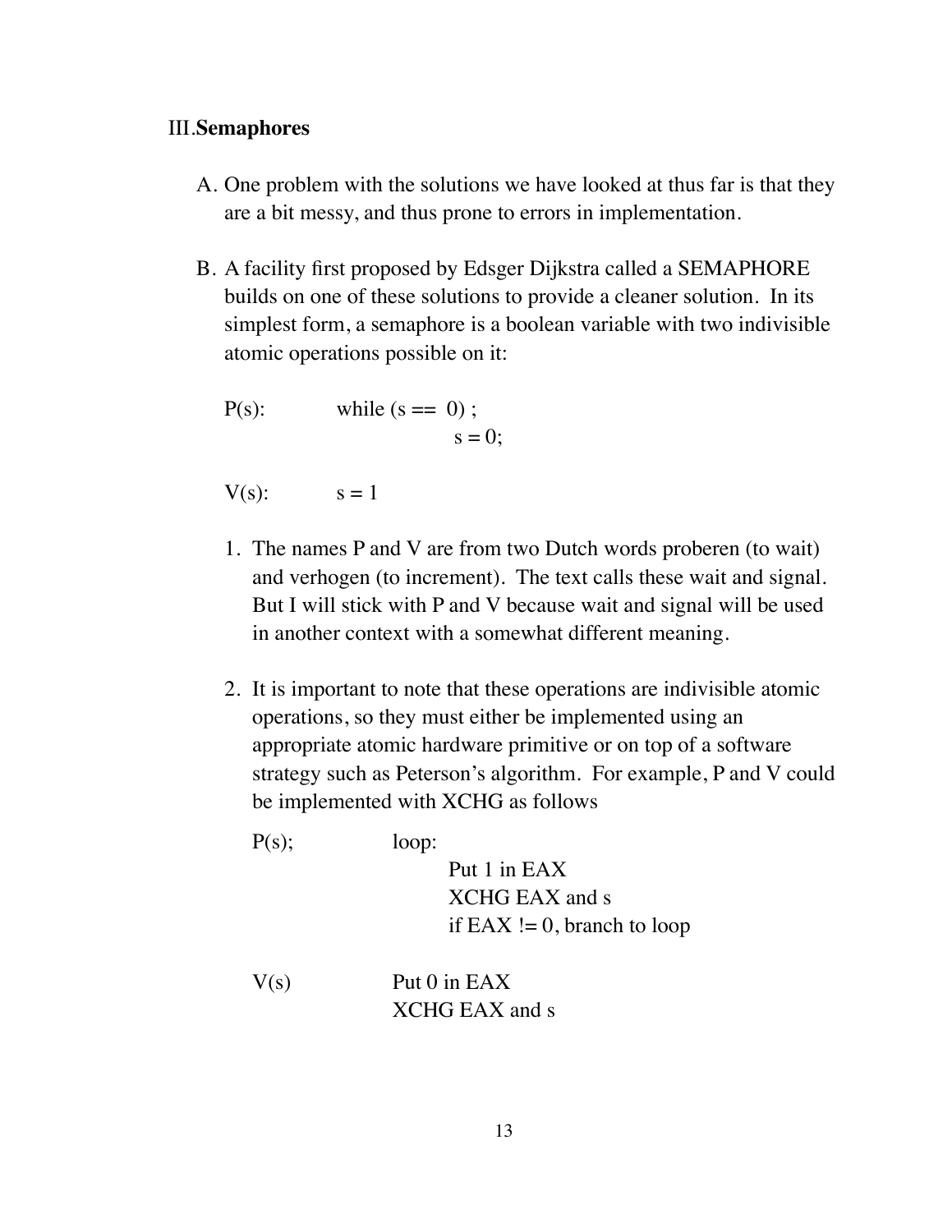## III. **Semaphores**

A. One problem with the solutions we have looked at thus far is that they are a bit messy, and thus prone to errors in implementation.

B. A facility first proposed by Edsger Dijkstra called a SEMAPHORE builds on one of these solutions to provide a cleaner solution. In its simplest form, a semaphore is a boolean variable with two indivisible atomic operations possible on it:

```
P(s):     while (s ==  0) ;
               s = 0;

V(s):     s = 1
```

1. The names P and V are from two Dutch words proberen (to wait) and verhogen (to increment). The text calls these wait and signal. But I will stick with P and V because wait and signal will be used in another context with a somewhat different meaning.

2. It is important to note that these operations are indivisible atomic operations, so they must either be implemented using an appropriate atomic hardware primitive or on top of a software strategy such as Peterson's algorithm. For example, P and V could be implemented with XCHG as follows

```
P(s);     loop:
               Put 1 in EAX
               XCHG EAX and s
               if EAX != 0, branch to loop

V(s)      Put 0 in EAX
          XCHG EAX and s
```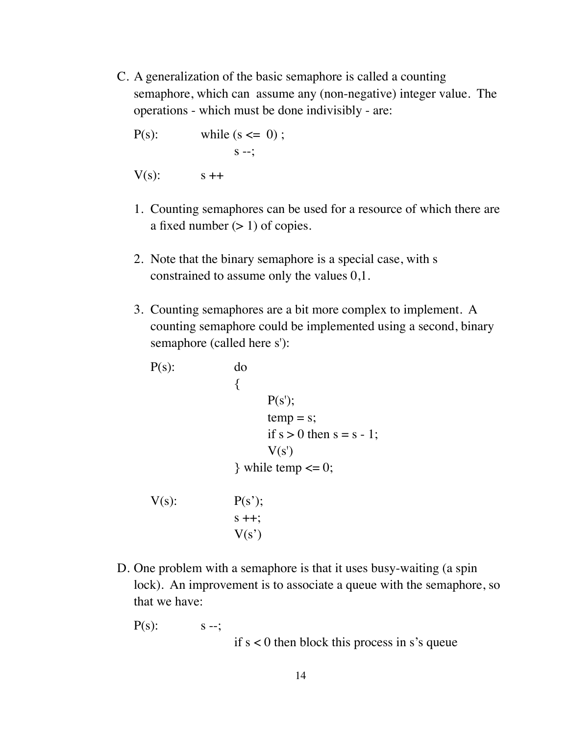C. A generalization of the basic semaphore is called a counting semaphore, which can assume any (non-negative) integer value. The operations - which must be done indivisibly - are:

```
P(s):       while (s <= 0) ;
                s --;

V(s):       s ++
```

1. Counting semaphores can be used for a resource of which there are a fixed number (> 1) of copies.

2. Note that the binary semaphore is a special case, with s constrained to assume only the values 0,1.

3. Counting semaphores are a bit more complex to implement. A counting semaphore could be implemented using a second, binary semaphore (called here s'):

```
P(s):       do
            {
                P(s');
                temp = s;
                if s > 0 then s = s - 1;
                V(s')
            } while temp <= 0;

V(s):       P(s');
            s ++;
            V(s')
```

D. One problem with a semaphore is that it uses busy-waiting (a spin lock). An improvement is to associate a queue with the semaphore, so that we have:

```
P(s):       s --;
                if s < 0 then block this process in s's queue
```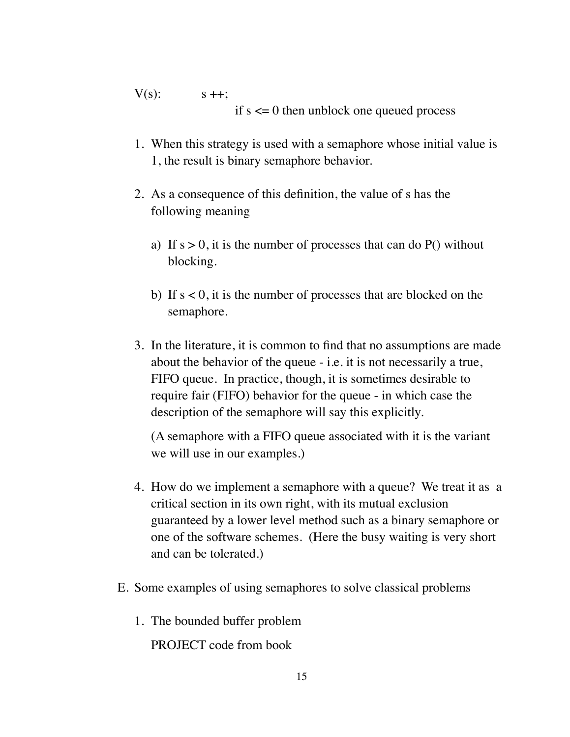```
V(s):       s ++;
                    if s <= 0 then unblock one queued process
```

1. When this strategy is used with a semaphore whose initial value is 1, the result is binary semaphore behavior.

2. As a consequence of this definition, the value of s has the following meaning

   a) If $s > 0$, it is the number of processes that can do P() without blocking.

   b) If $s < 0$, it is the number of processes that are blocked on the semaphore.

3. In the literature, it is common to find that no assumptions are made about the behavior of the queue - i.e. it is not necessarily a true, FIFO queue. In practice, though, it is sometimes desirable to require fair (FIFO) behavior for the queue - in which case the description of the semaphore will say this explicitly.

   (A semaphore with a FIFO queue associated with it is the variant we will use in our examples.)

4. How do we implement a semaphore with a queue? We treat it as a critical section in its own right, with its mutual exclusion guaranteed by a lower level method such as a binary semaphore or one of the software schemes. (Here the busy waiting is very short and can be tolerated.)

E. Some examples of using semaphores to solve classical problems

   1. The bounded buffer problem

      PROJECT code from book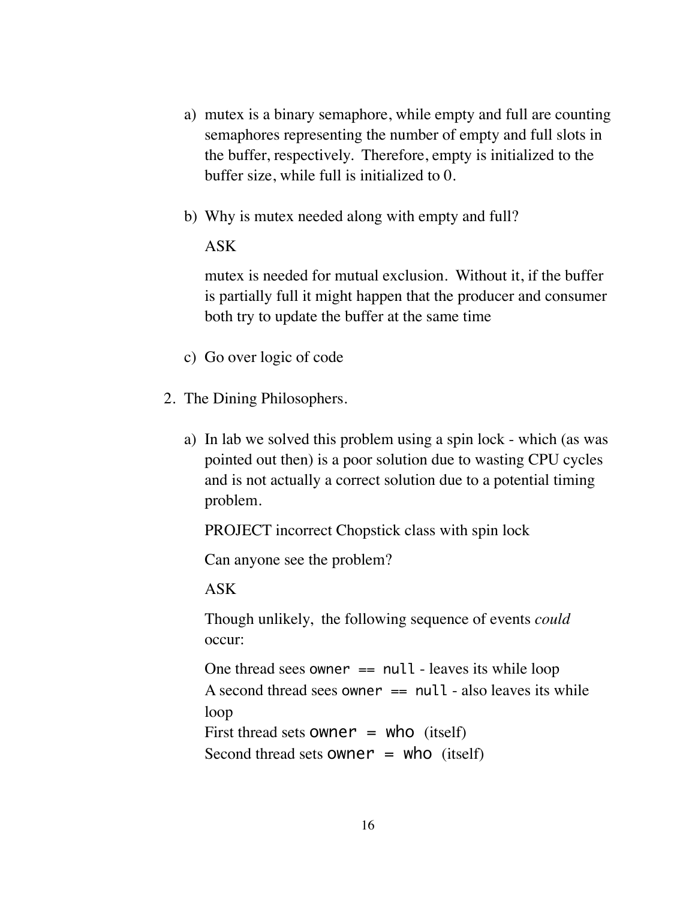a) mutex is a binary semaphore, while empty and full are counting semaphores representing the number of empty and full slots in the buffer, respectively. Therefore, empty is initialized to the buffer size, while full is initialized to 0.

b) Why is mutex needed along with empty and full?

   ASK

   mutex is needed for mutual exclusion. Without it, if the buffer is partially full it might happen that the producer and consumer both try to update the buffer at the same time

c) Go over logic of code

2. The Dining Philosophers.

   a) In lab we solved this problem using a spin lock - which (as was pointed out then) is a poor solution due to wasting CPU cycles and is not actually a correct solution due to a potential timing problem.

      PROJECT incorrect Chopstick class with spin lock

      Can anyone see the problem?

      ASK

      Though unlikely, the following sequence of events *could* occur:

      One thread sees `owner == null` - leaves its while loop
      A second thread sees `owner == null` - also leaves its while loop
      First thread sets `owner = who` (itself)
      Second thread sets `owner = who` (itself)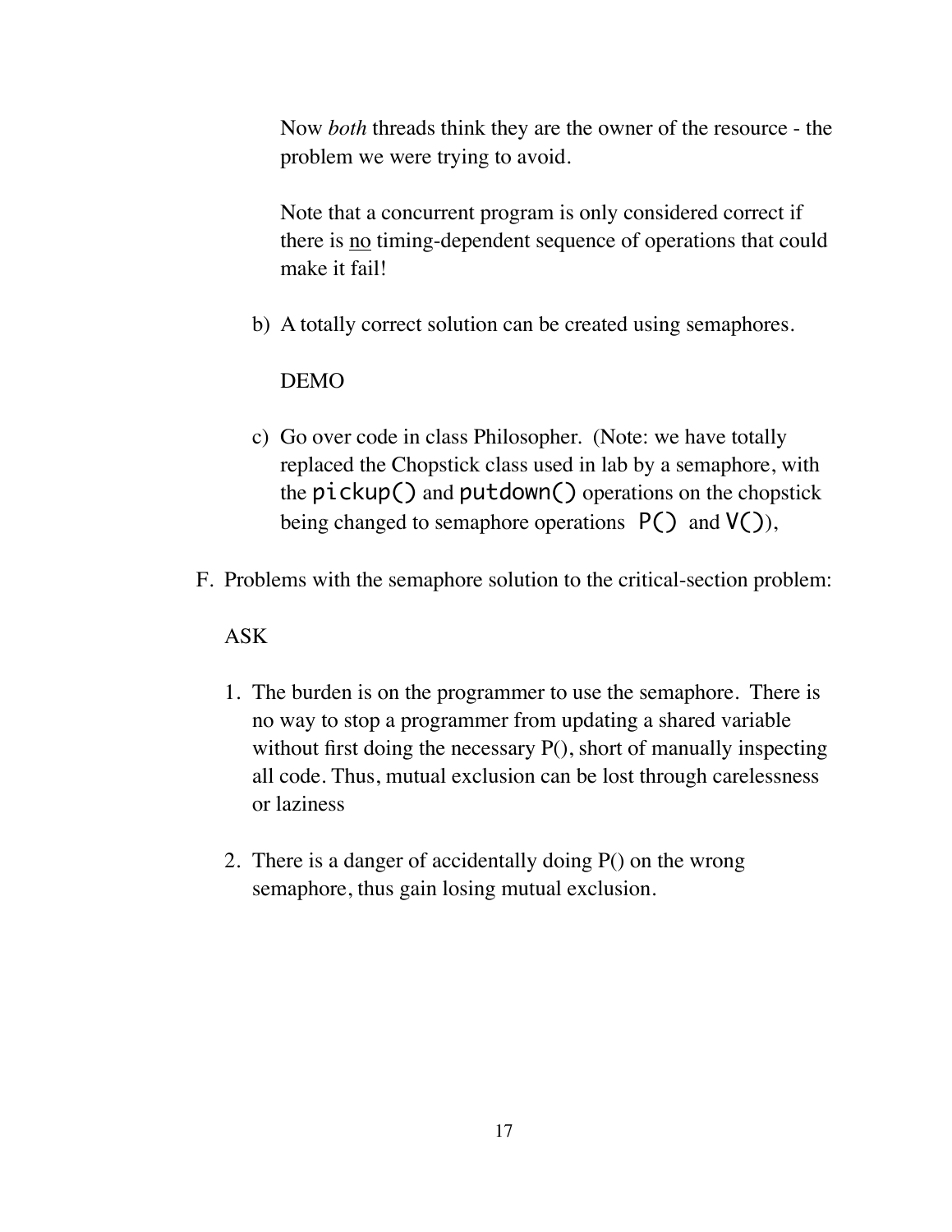Now *both* threads think they are the owner of the resource - the problem we were trying to avoid.

Note that a concurrent program is only considered correct if there is <u>no</u> timing-dependent sequence of operations that could make it fail!

b) A totally correct solution can be created using semaphores.

   DEMO

c) Go over code in class Philosopher. (Note: we have totally replaced the Chopstick class used in lab by a semaphore, with the `pickup()` and `putdown()` operations on the chopstick being changed to semaphore operations `P()` and `V()`),

F. Problems with the semaphore solution to the critical-section problem:

   ASK

   1. The burden is on the programmer to use the semaphore. There is no way to stop a programmer from updating a shared variable without first doing the necessary P(), short of manually inspecting all code. Thus, mutual exclusion can be lost through carelessness or laziness

   2. There is a danger of accidentally doing P() on the wrong semaphore, thus gain losing mutual exclusion.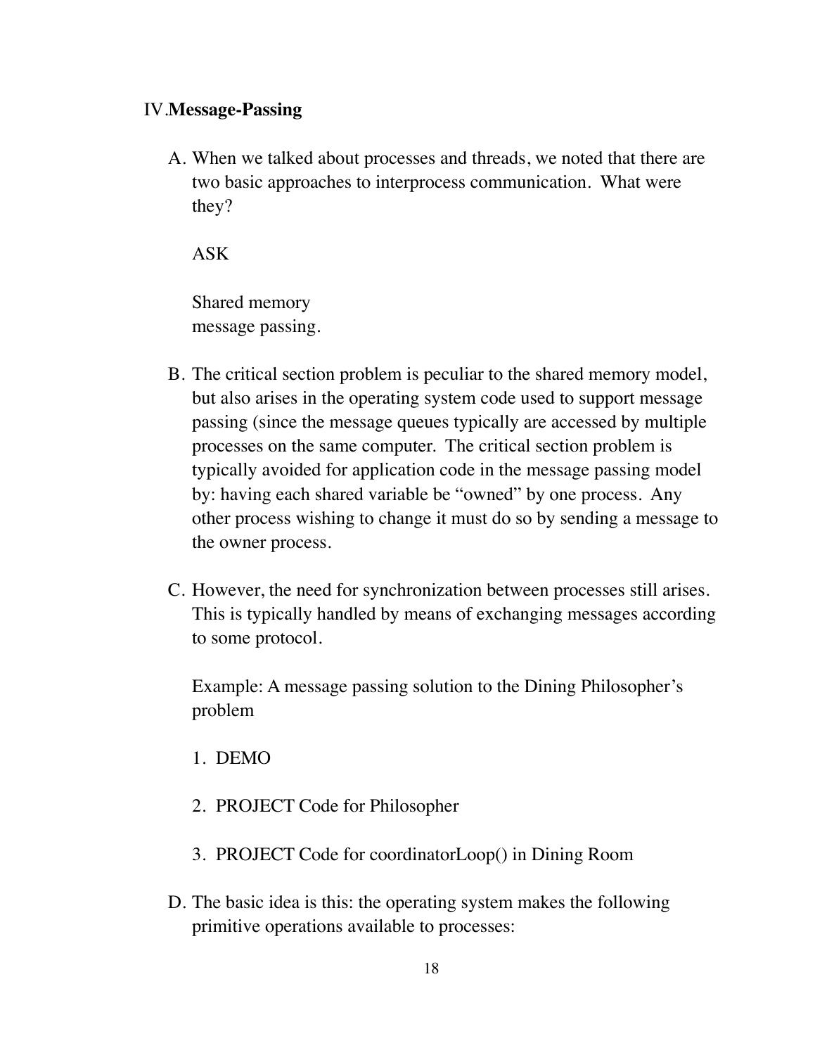## IV. **Message-Passing**

A. When we talked about processes and threads, we noted that there are two basic approaches to interprocess communication. What were they?

   ASK

   Shared memory
   message passing.

B. The critical section problem is peculiar to the shared memory model, but also arises in the operating system code used to support message passing (since the message queues typically are accessed by multiple processes on the same computer. The critical section problem is typically avoided for application code in the message passing model by: having each shared variable be "owned" by one process. Any other process wishing to change it must do so by sending a message to the owner process.

C. However, the need for synchronization between processes still arises. This is typically handled by means of exchanging messages according to some protocol.

   Example: A message passing solution to the Dining Philosopher's problem

   1. DEMO

   2. PROJECT Code for Philosopher

   3. PROJECT Code for coordinatorLoop() in Dining Room

D. The basic idea is this: the operating system makes the following primitive operations available to processes: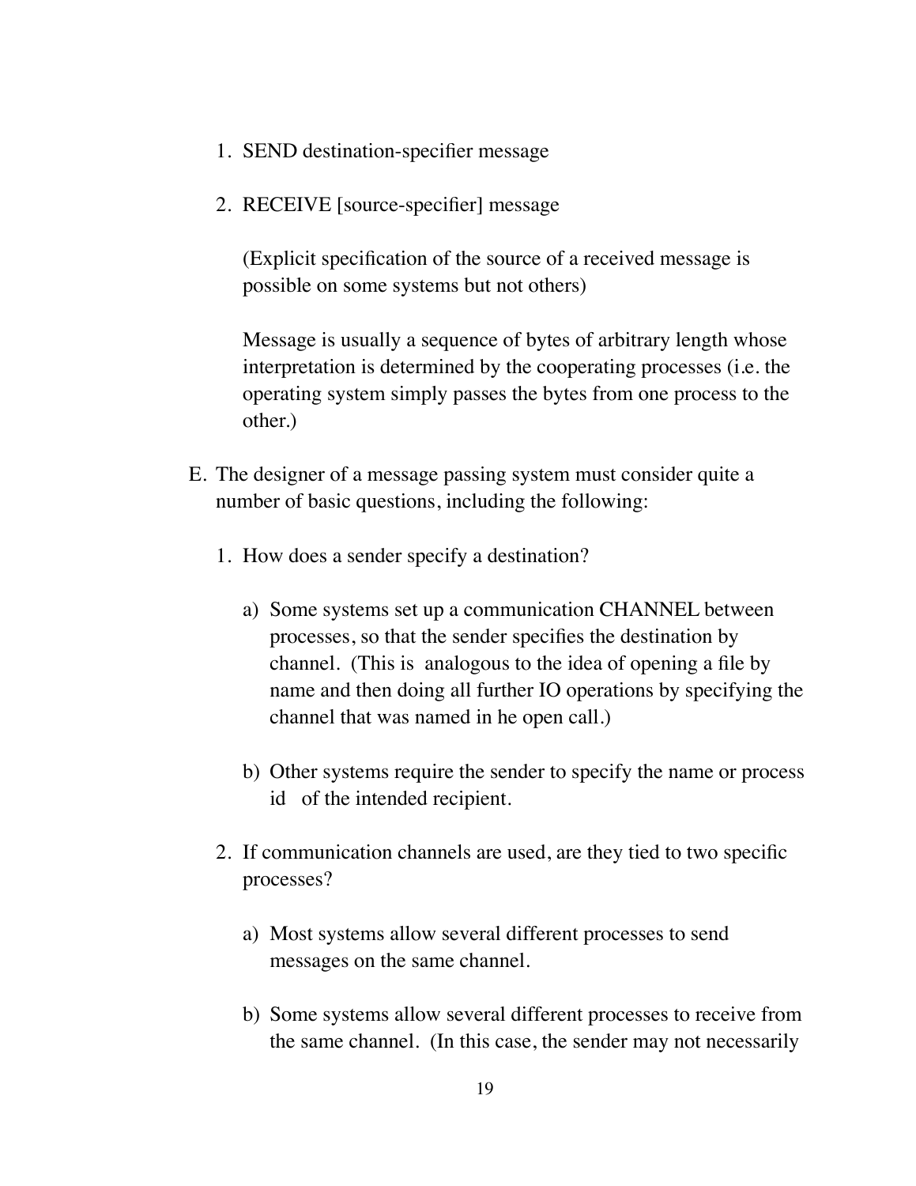1. SEND destination-specifier message

2. RECEIVE [source-specifier] message

   (Explicit specification of the source of a received message is possible on some systems but not others)

   Message is usually a sequence of bytes of arbitrary length whose interpretation is determined by the cooperating processes (i.e. the operating system simply passes the bytes from one process to the other.)

E. The designer of a message passing system must consider quite a number of basic questions, including the following:

   1. How does a sender specify a destination?

      a) Some systems set up a communication CHANNEL between processes, so that the sender specifies the destination by channel. (This is analogous to the idea of opening a file by name and then doing all further IO operations by specifying the channel that was named in he open call.)

      b) Other systems require the sender to specify the name or process id of the intended recipient.

   2. If communication channels are used, are they tied to two specific processes?

      a) Most systems allow several different processes to send messages on the same channel.

      b) Some systems allow several different processes to receive from the same channel. (In this case, the sender may not necessarily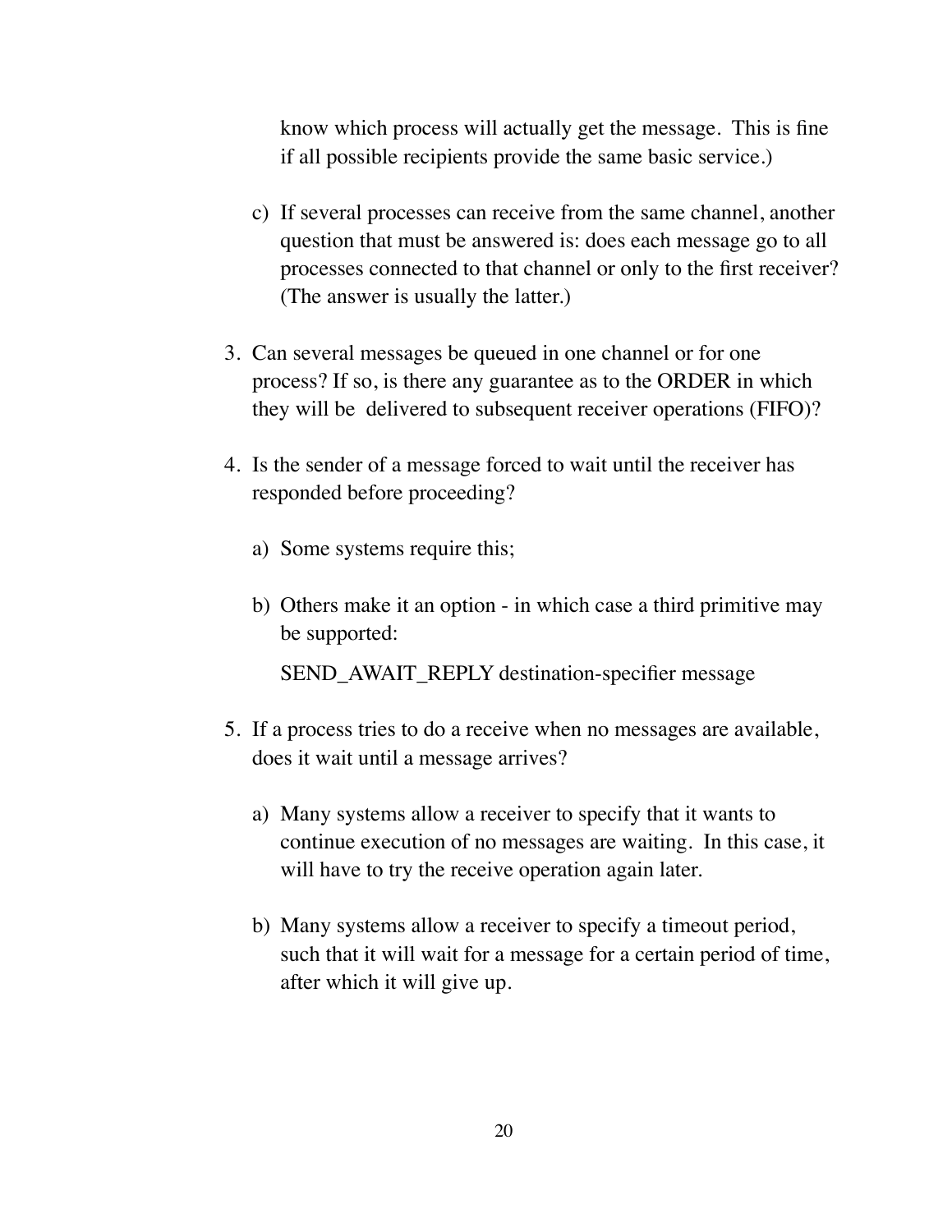know which process will actually get the message. This is fine if all possible recipients provide the same basic service.)

   c) If several processes can receive from the same channel, another question that must be answered is: does each message go to all processes connected to that channel or only to the first receiver? (The answer is usually the latter.)

3. Can several messages be queued in one channel or for one process? If so, is there any guarantee as to the ORDER in which they will be delivered to subsequent receiver operations (FIFO)?

4. Is the sender of a message forced to wait until the receiver has responded before proceeding?

   a) Some systems require this;

   b) Others make it an option - in which case a third primitive may be supported:

      SEND_AWAIT_REPLY destination-specifier message

5. If a process tries to do a receive when no messages are available, does it wait until a message arrives?

   a) Many systems allow a receiver to specify that it wants to continue execution of no messages are waiting. In this case, it will have to try the receive operation again later.

   b) Many systems allow a receiver to specify a timeout period, such that it will wait for a message for a certain period of time, after which it will give up.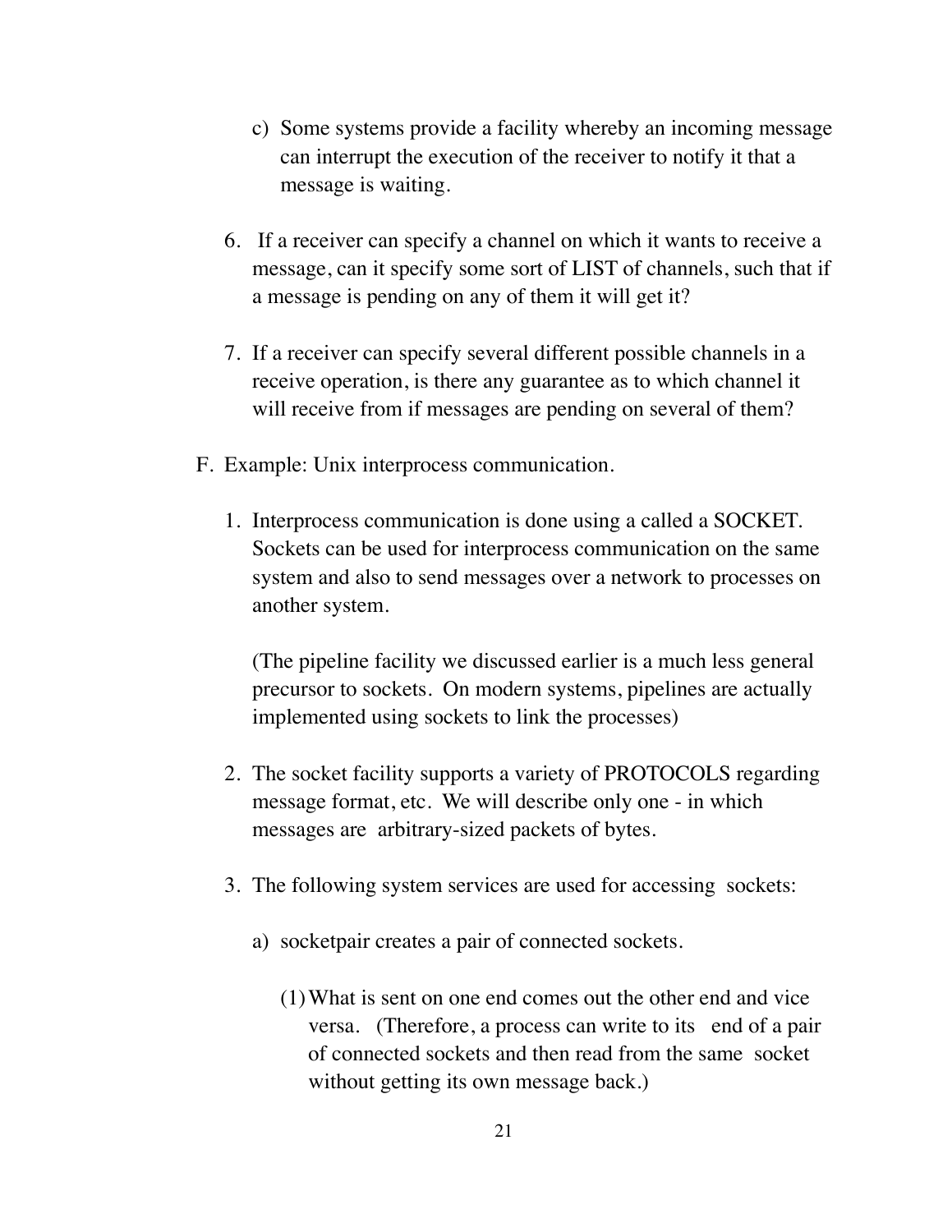c) Some systems provide a facility whereby an incoming message can interrupt the execution of the receiver to notify it that a message is waiting.

6. If a receiver can specify a channel on which it wants to receive a message, can it specify some sort of LIST of channels, such that if a message is pending on any of them it will get it?

7. If a receiver can specify several different possible channels in a receive operation, is there any guarantee as to which channel it will receive from if messages are pending on several of them?

F. Example: Unix interprocess communication.

1. Interprocess communication is done using a called a SOCKET. Sockets can be used for interprocess communication on the same system and also to send messages over a network to processes on another system.

   (The pipeline facility we discussed earlier is a much less general precursor to sockets. On modern systems, pipelines are actually implemented using sockets to link the processes)

2. The socket facility supports a variety of PROTOCOLS regarding message format, etc. We will describe only one - in which messages are arbitrary-sized packets of bytes.

3. The following system services are used for accessing sockets:

   a) socketpair creates a pair of connected sockets.

      (1) What is sent on one end comes out the other end and vice versa. (Therefore, a process can write to its end of a pair of connected sockets and then read from the same socket without getting its own message back.)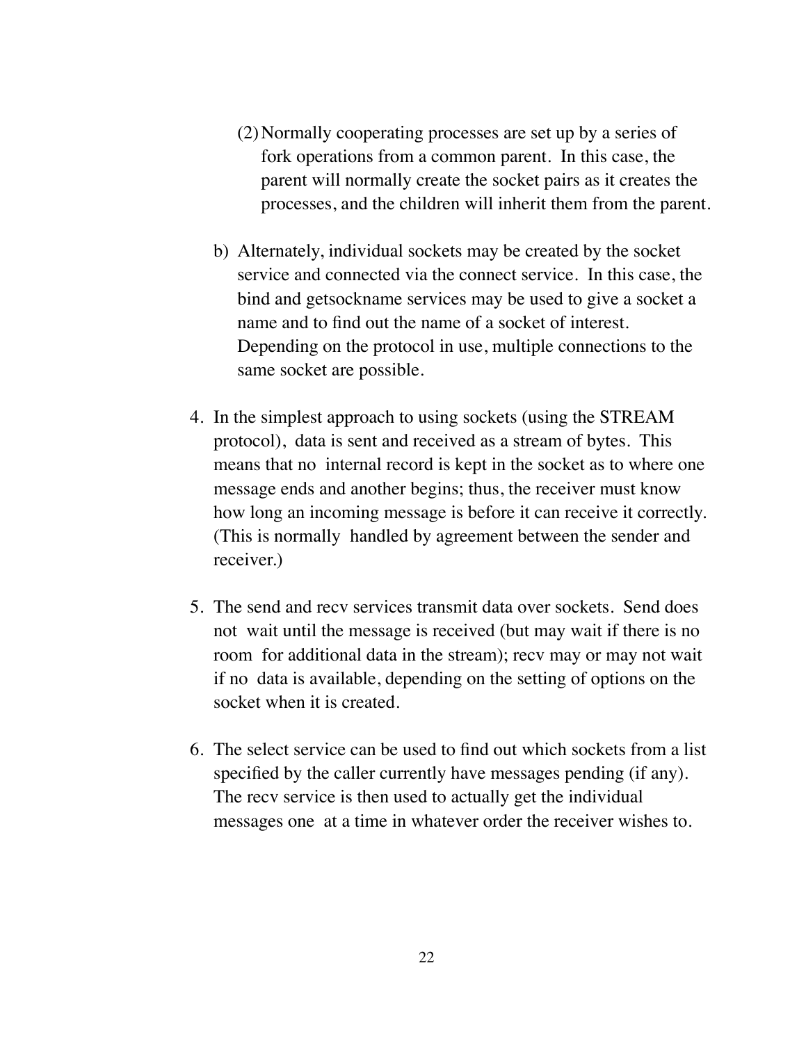(2) Normally cooperating processes are set up by a series of fork operations from a common parent. In this case, the parent will normally create the socket pairs as it creates the processes, and the children will inherit them from the parent.

  b) Alternately, individual sockets may be created by the socket service and connected via the connect service. In this case, the bind and getsockname services may be used to give a socket a name and to find out the name of a socket of interest. Depending on the protocol in use, multiple connections to the same socket are possible.

4. In the simplest approach to using sockets (using the STREAM protocol), data is sent and received as a stream of bytes. This means that no internal record is kept in the socket as to where one message ends and another begins; thus, the receiver must know how long an incoming message is before it can receive it correctly. (This is normally handled by agreement between the sender and receiver.)

5. The send and recv services transmit data over sockets. Send does not wait until the message is received (but may wait if there is no room for additional data in the stream); recv may or may not wait if no data is available, depending on the setting of options on the socket when it is created.

6. The select service can be used to find out which sockets from a list specified by the caller currently have messages pending (if any). The recv service is then used to actually get the individual messages one at a time in whatever order the receiver wishes to.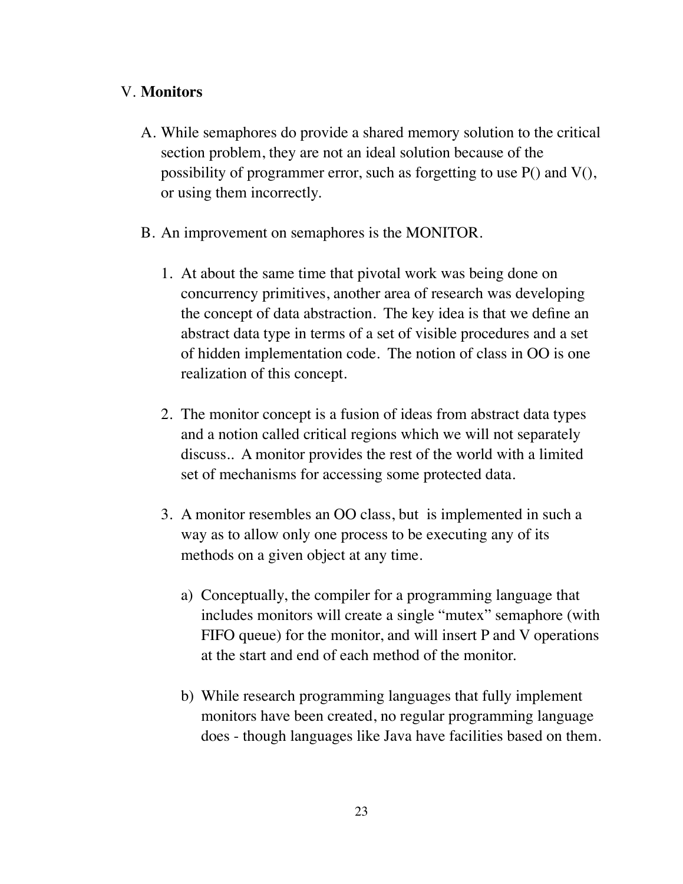V. **Monitors**

A. While semaphores do provide a shared memory solution to the critical section problem, they are not an ideal solution because of the possibility of programmer error, such as forgetting to use P() and V(), or using them incorrectly.

B. An improvement on semaphores is the MONITOR.

1. At about the same time that pivotal work was being done on concurrency primitives, another area of research was developing the concept of data abstraction. The key idea is that we define an abstract data type in terms of a set of visible procedures and a set of hidden implementation code. The notion of class in OO is one realization of this concept.

2. The monitor concept is a fusion of ideas from abstract data types and a notion called critical regions which we will not separately discuss.. A monitor provides the rest of the world with a limited set of mechanisms for accessing some protected data.

3. A monitor resembles an OO class, but is implemented in such a way as to allow only one process to be executing any of its methods on a given object at any time.

   a) Conceptually, the compiler for a programming language that includes monitors will create a single "mutex" semaphore (with FIFO queue) for the monitor, and will insert P and V operations at the start and end of each method of the monitor.

   b) While research programming languages that fully implement monitors have been created, no regular programming language does - though languages like Java have facilities based on them.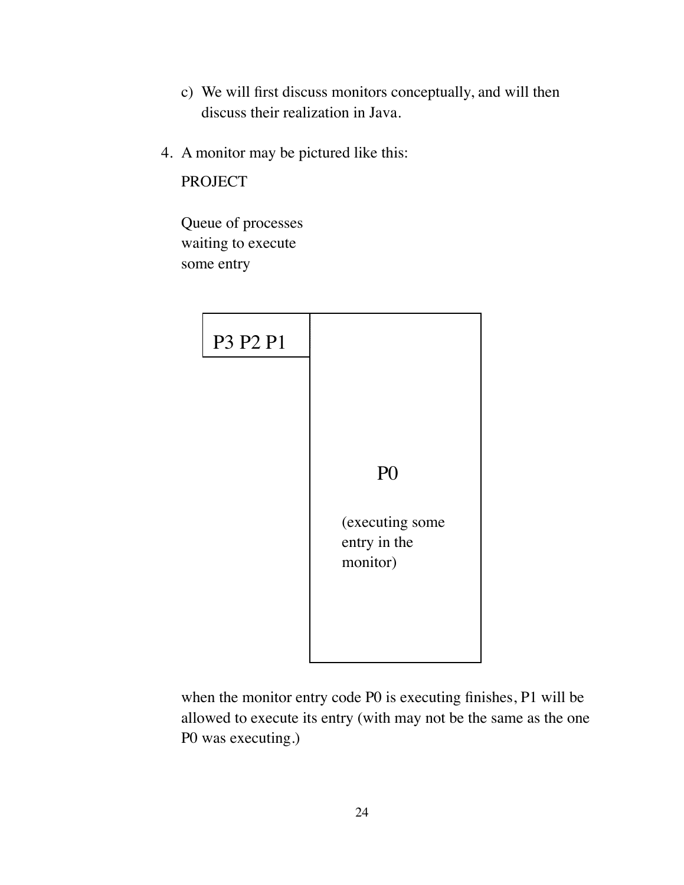c) We will first discuss monitors conceptually, and will then discuss their realization in Java.

4. A monitor may be pictured like this:

   PROJECT

   Queue of processes waiting to execute some entry

   P3 P2 P1

   P0

   (executing some entry in the monitor)

   when the monitor entry code P0 is executing finishes, P1 will be allowed to execute its entry (with may not be the same as the one P0 was executing.)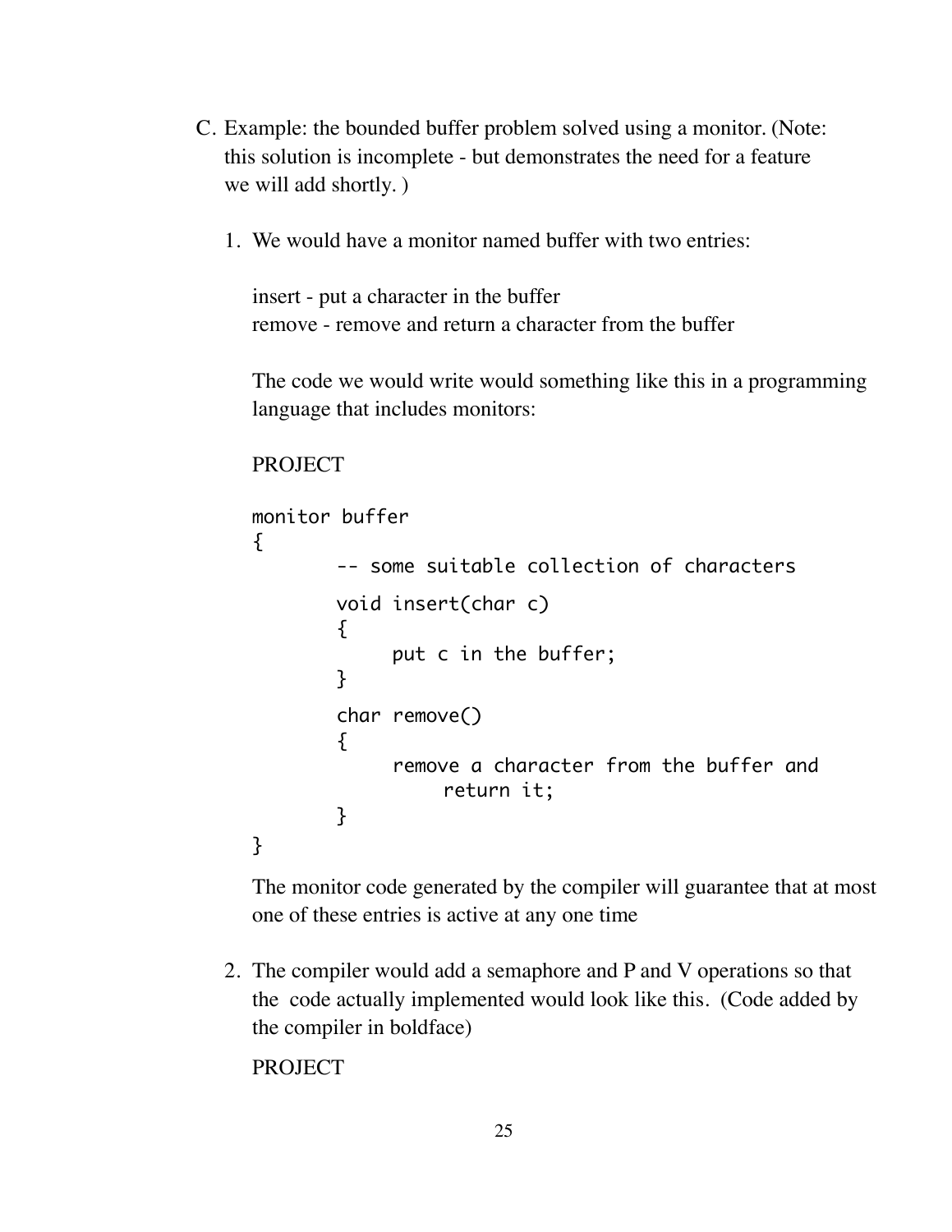C. Example: the bounded buffer problem solved using a monitor. (Note: this solution is incomplete - but demonstrates the need for a feature we will add shortly. )

1. We would have a monitor named buffer with two entries:

   insert - put a character in the buffer
   remove - remove and return a character from the buffer

   The code we would write would something like this in a programming language that includes monitors:

   PROJECT

```
monitor buffer
{
        -- some suitable collection of characters
        void insert(char c)
        {
             put c in the buffer;
        }
        char remove()
        {
             remove a character from the buffer and
                  return it;
        }
}
```

   The monitor code generated by the compiler will guarantee that at most one of these entries is active at any one time

2. The compiler would add a semaphore and P and V operations so that the code actually implemented would look like this. (Code added by the compiler in boldface)

   PROJECT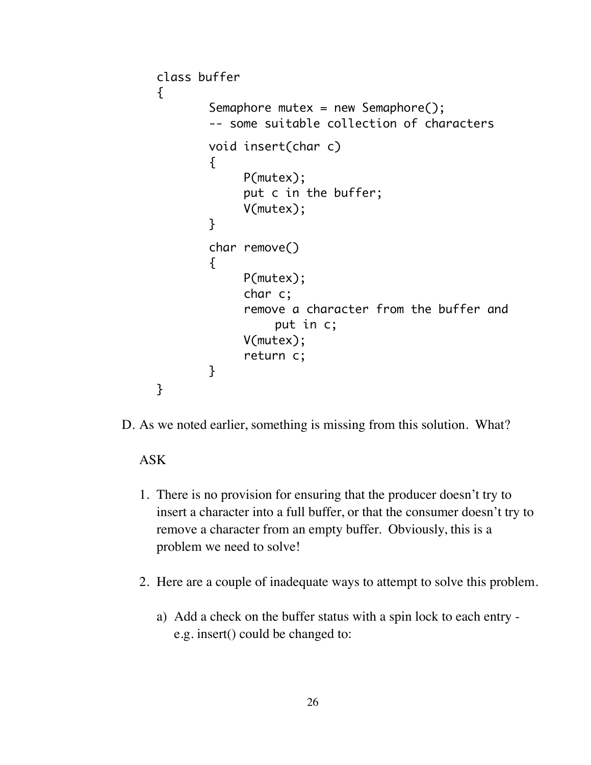```
class buffer
{
        Semaphore mutex = new Semaphore();
        -- some suitable collection of characters
        void insert(char c)
        {
             P(mutex);
             put c in the buffer;
             V(mutex);
        }
        char remove()
        {
             P(mutex);
             char c;
             remove a character from the buffer and
                 put in c;
             V(mutex);
             return c;
        }
}
```

D. As we noted earlier, something is missing from this solution. What?

ASK

1. There is no provision for ensuring that the producer doesn't try to insert a character into a full buffer, or that the consumer doesn't try to remove a character from an empty buffer. Obviously, this is a problem we need to solve!

2. Here are a couple of inadequate ways to attempt to solve this problem.

   a) Add a check on the buffer status with a spin lock to each entry - e.g. insert() could be changed to: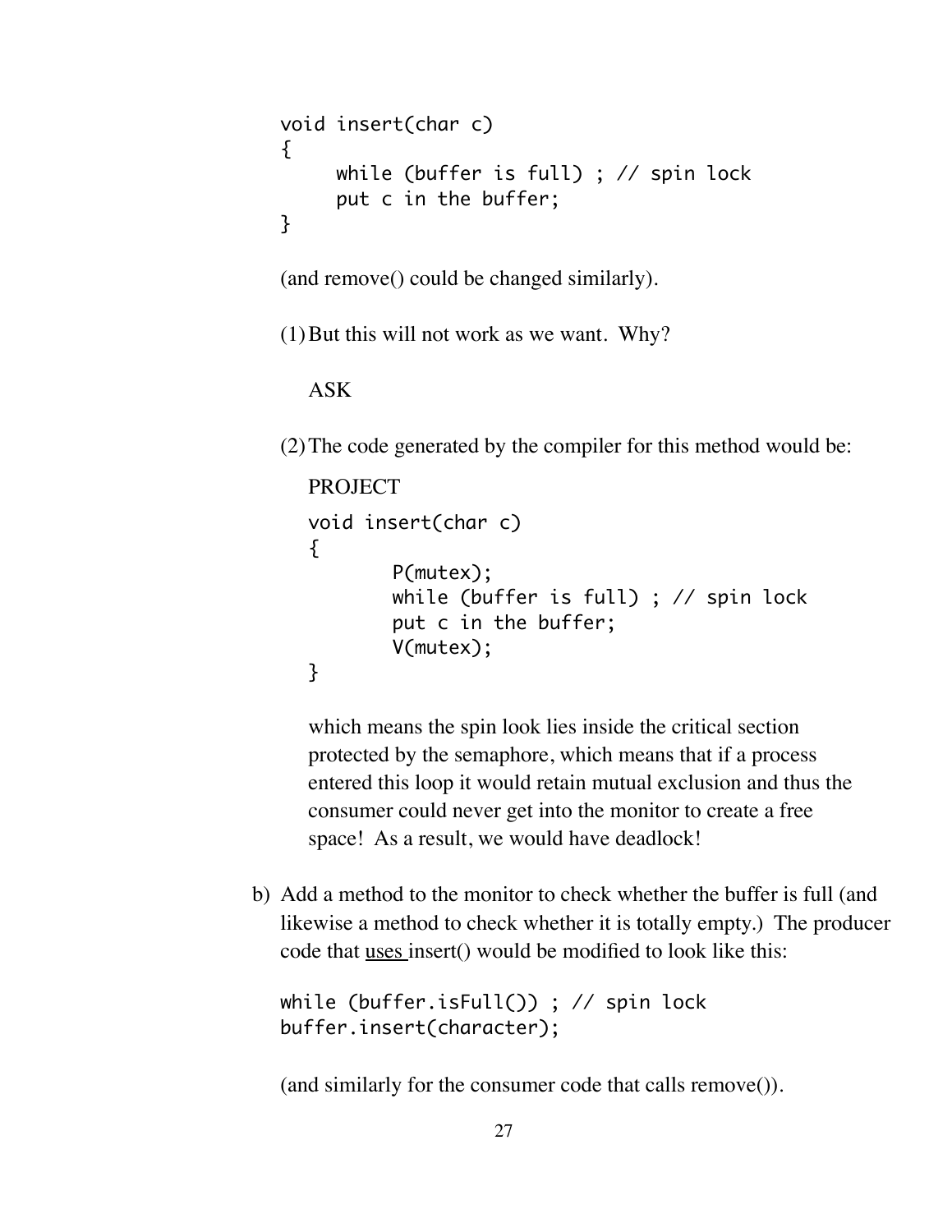```
void insert(char c)
{
     while (buffer is full) ; // spin lock
     put c in the buffer;
}
```

(and remove() could be changed similarly).

(1) But this will not work as we want. Why?

   ASK

(2) The code generated by the compiler for this method would be:

   PROJECT

   ```
   void insert(char c)
   {
          P(mutex);
          while (buffer is full) ; // spin lock
          put c in the buffer;
          V(mutex);
   }
   ```

   which means the spin look lies inside the critical section protected by the semaphore, which means that if a process entered this loop it would retain mutual exclusion and thus the consumer could never get into the monitor to create a free space! As a result, we would have deadlock!

b) Add a method to the monitor to check whether the buffer is full (and likewise a method to check whether it is totally empty.) The producer code that <u>uses</u> insert() would be modified to look like this:

```
while (buffer.isFull()) ; // spin lock
buffer.insert(character);
```

(and similarly for the consumer code that calls remove()).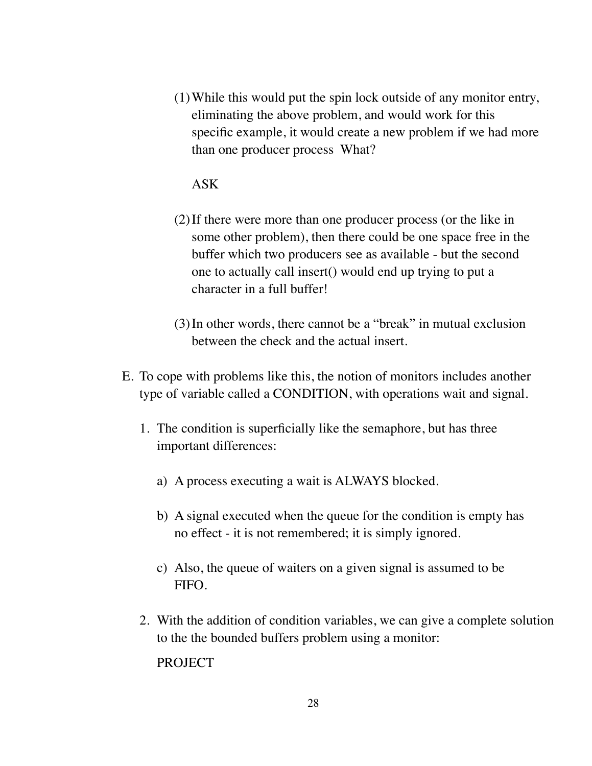(1) While this would put the spin lock outside of any monitor entry, eliminating the above problem, and would work for this specific example, it would create a new problem if we had more than one producer process  What?

    ASK

(2) If there were more than one producer process (or the like in some other problem), then there could be one space free in the buffer which two producers see as available - but the second one to actually call insert() would end up trying to put a character in a full buffer!

(3) In other words, there cannot be a "break" in mutual exclusion between the check and the actual insert.

E. To cope with problems like this, the notion of monitors includes another type of variable called a CONDITION, with operations wait and signal.

1. The condition is superficially like the semaphore, but has three important differences:

    a) A process executing a wait is ALWAYS blocked.

    b) A signal executed when the queue for the condition is empty has no effect - it is not remembered; it is simply ignored.

    c) Also, the queue of waiters on a given signal is assumed to be FIFO.

2. With the addition of condition variables, we can give a complete solution to the the bounded buffers problem using a monitor:

    PROJECT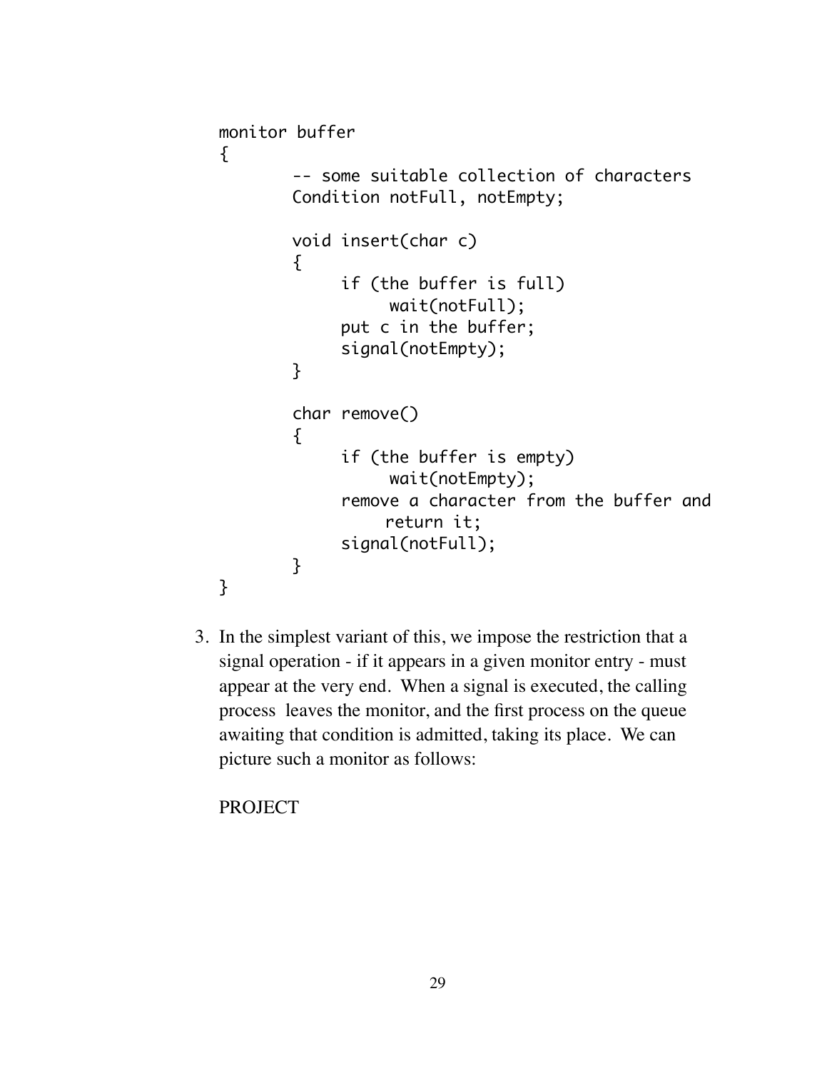```
monitor buffer
{
        -- some suitable collection of characters
        Condition notFull, notEmpty;

        void insert(char c)
        {
             if (the buffer is full)
                  wait(notFull);
             put c in the buffer;
             signal(notEmpty);
        }

        char remove()
        {
             if (the buffer is empty)
                  wait(notEmpty);
             remove a character from the buffer and
                 return it;
             signal(notFull);
        }
}
```

3. In the simplest variant of this, we impose the restriction that a signal operation - if it appears in a given monitor entry - must appear at the very end. When a signal is executed, the calling process leaves the monitor, and the first process on the queue awaiting that condition is admitted, taking its place. We can picture such a monitor as follows:

   PROJECT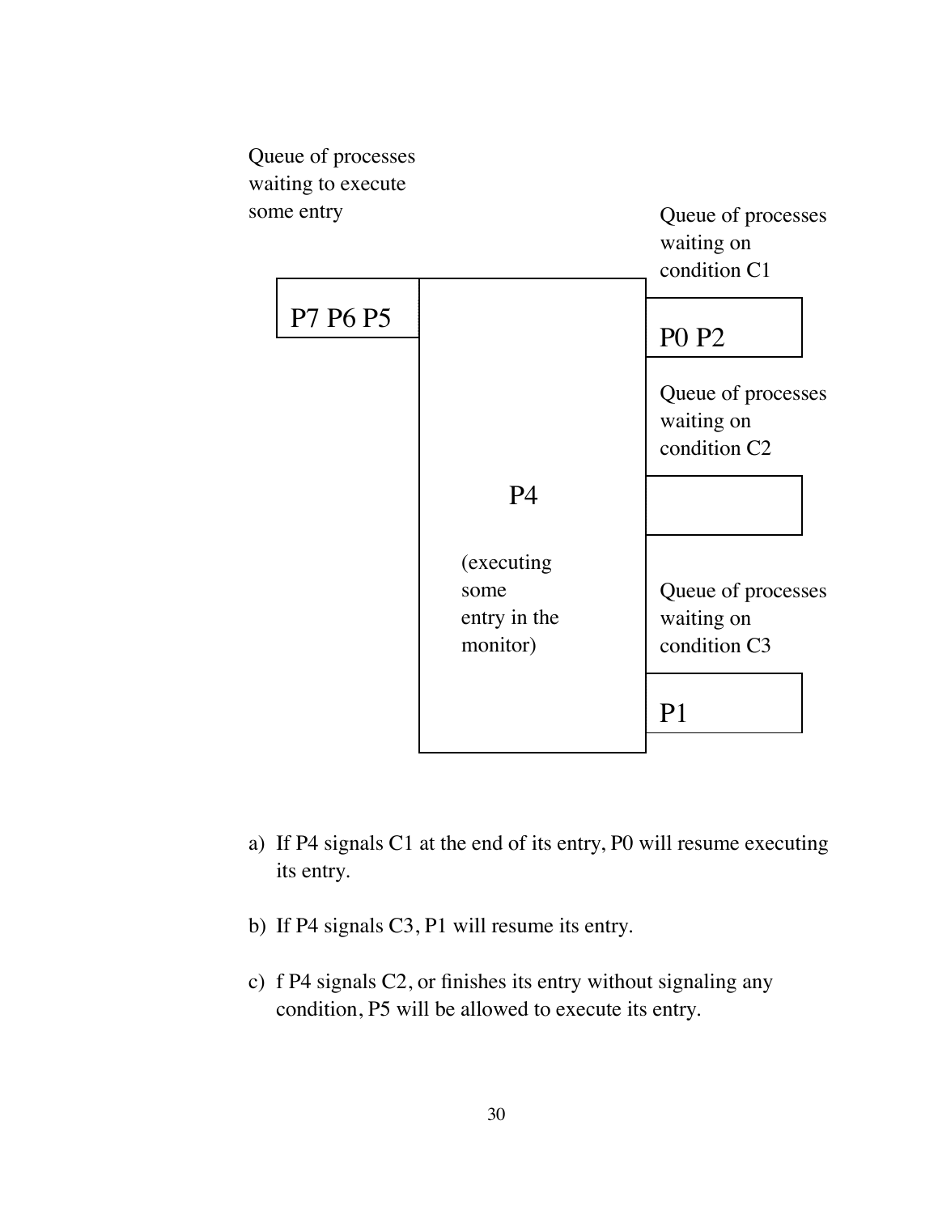Queue of processes waiting to execute some entry

P7 P6 P5

P4

(executing some entry in the monitor)

Queue of processes waiting on condition C1

P0 P2

Queue of processes waiting on condition C2

Queue of processes waiting on condition C3

P1

a) If P4 signals C1 at the end of its entry, P0 will resume executing its entry.

b) If P4 signals C3, P1 will resume its entry.

c) f P4 signals C2, or finishes its entry without signaling any condition, P5 will be allowed to execute its entry.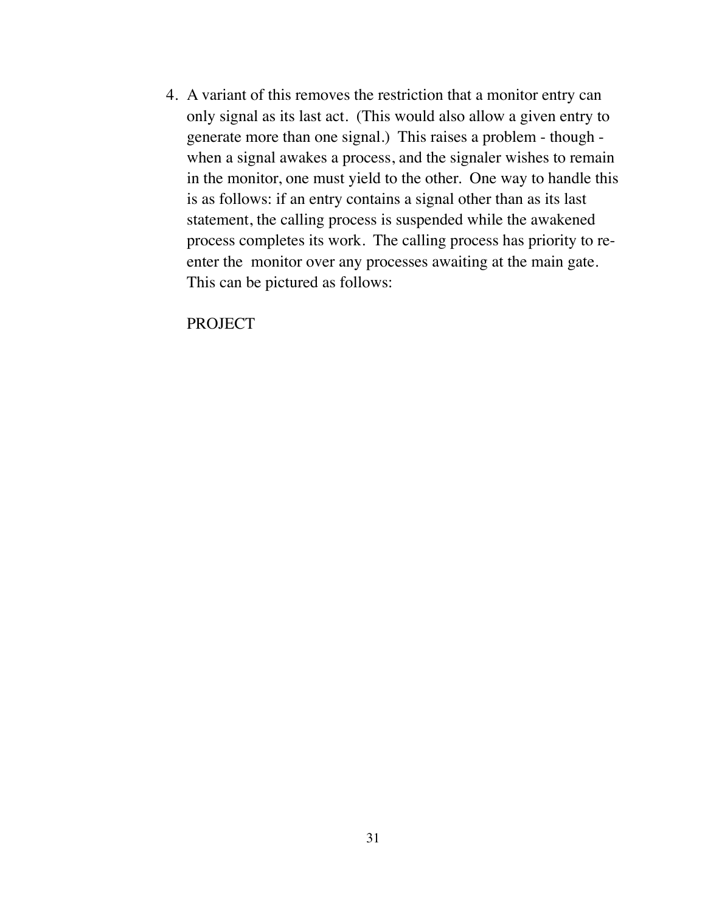4. A variant of this removes the restriction that a monitor entry can only signal as its last act. (This would also allow a given entry to generate more than one signal.) This raises a problem - though - when a signal awakes a process, and the signaler wishes to remain in the monitor, one must yield to the other. One way to handle this is as follows: if an entry contains a signal other than as its last statement, the calling process is suspended while the awakened process completes its work. The calling process has priority to re-enter the monitor over any processes awaiting at the main gate. This can be pictured as follows:

   PROJECT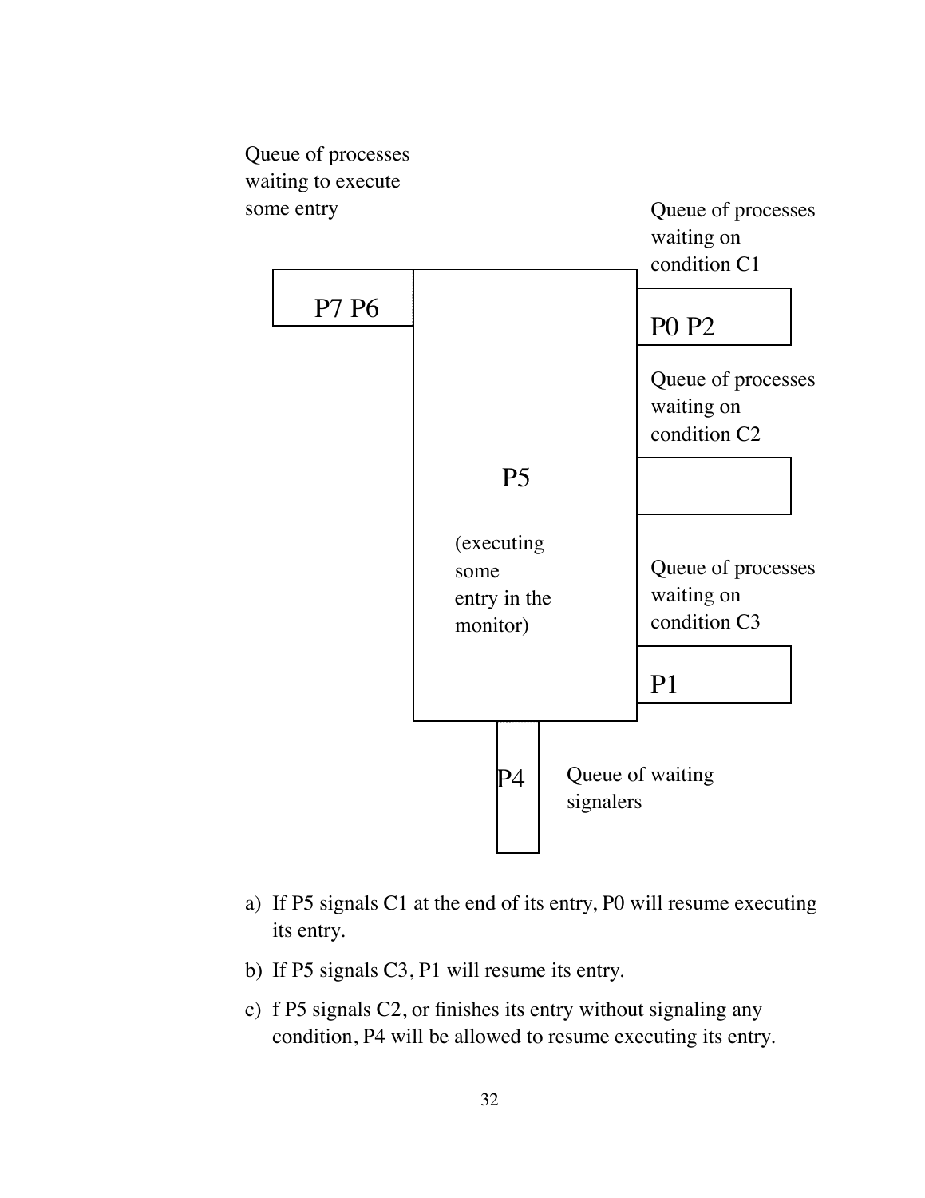Queue of processes waiting to execute some entry

P7 P6

Queue of processes waiting on condition C1

P0 P2

Queue of processes waiting on condition C2

P5

(executing some entry in the monitor)

Queue of processes waiting on condition C3

P1

P4

Queue of waiting signalers

a) If P5 signals C1 at the end of its entry, P0 will resume executing its entry.

b) If P5 signals C3, P1 will resume its entry.

c) f P5 signals C2, or finishes its entry without signaling any condition, P4 will be allowed to resume executing its entry.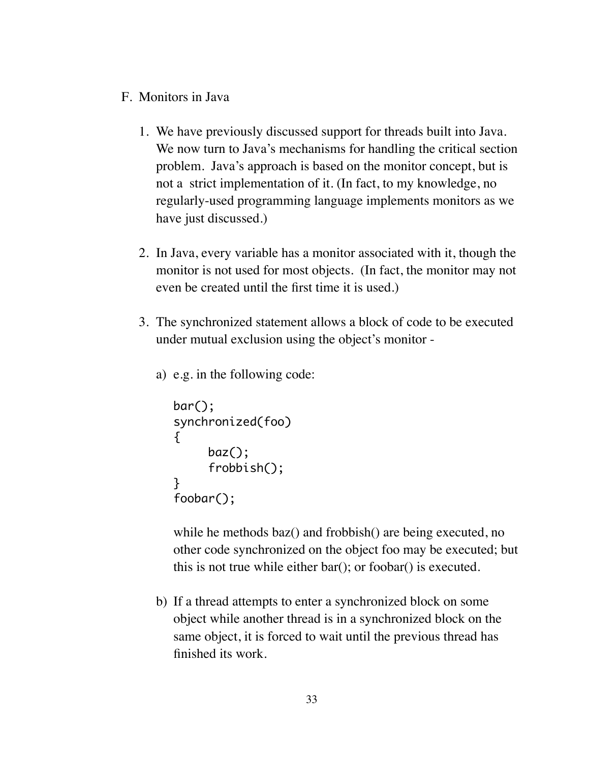F. Monitors in Java

1. We have previously discussed support for threads built into Java. We now turn to Java's mechanisms for handling the critical section problem. Java's approach is based on the monitor concept, but is not a strict implementation of it. (In fact, to my knowledge, no regularly-used programming language implements monitors as we have just discussed.)

2. In Java, every variable has a monitor associated with it, though the monitor is not used for most objects. (In fact, the monitor may not even be created until the first time it is used.)

3. The synchronized statement allows a block of code to be executed under mutual exclusion using the object's monitor -

   a) e.g. in the following code:

   ```
   bar();
   synchronized(foo)
   {
        baz();
        frobbish();
   }
   foobar();
   ```

   while he methods baz() and frobbish() are being executed, no other code synchronized on the object foo may be executed; but this is not true while either bar(); or foobar() is executed.

   b) If a thread attempts to enter a synchronized block on some object while another thread is in a synchronized block on the same object, it is forced to wait until the previous thread has finished its work.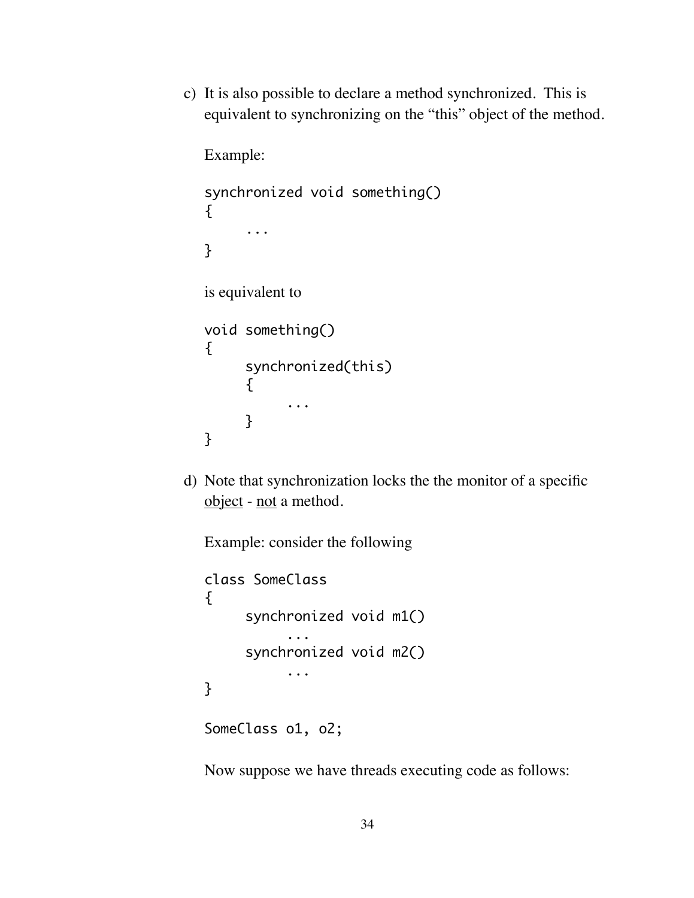c) It is also possible to declare a method synchronized. This is equivalent to synchronizing on the "this" object of the method.

Example:

```
synchronized void something()
{
     ...
}
```

is equivalent to

```
void something()
{
     synchronized(this)
     {
          ...
     }
}
```

d) Note that synchronization locks the the monitor of a specific <u>object</u> - <u>not</u> a method.

Example: consider the following

```
class SomeClass
{
     synchronized void m1()
          ...
     synchronized void m2()
          ...
}

SomeClass o1, o2;
```

Now suppose we have threads executing code as follows: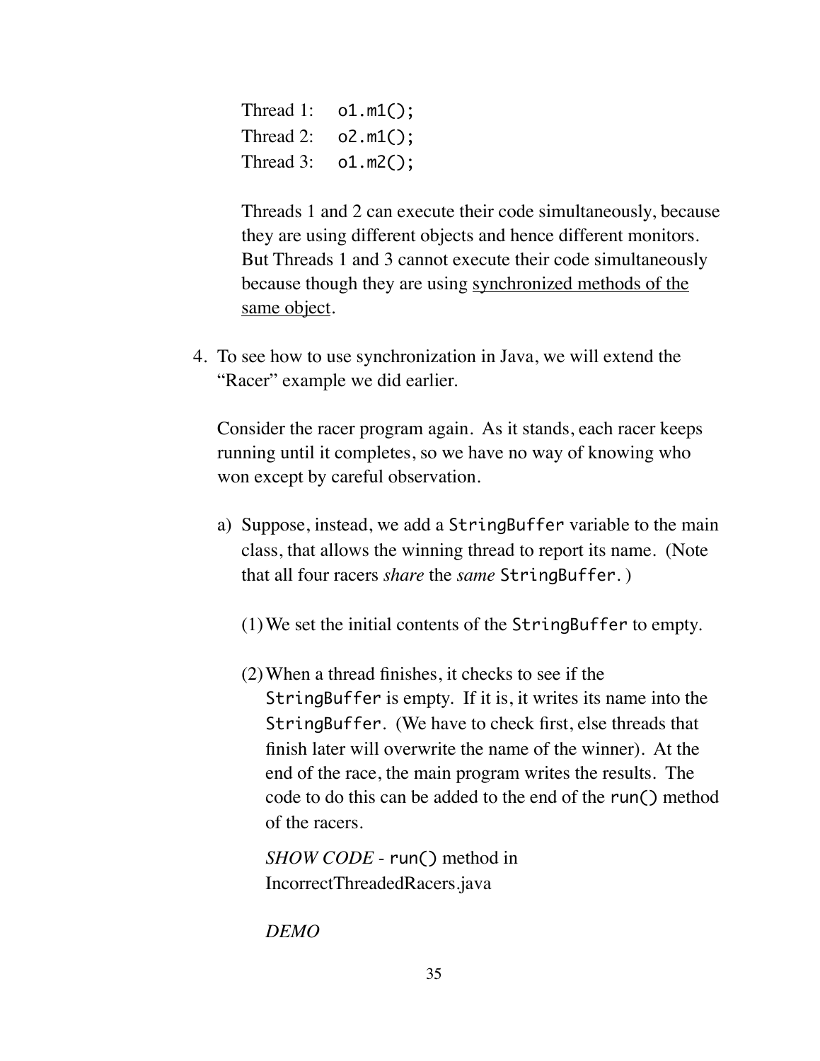Thread 1: `o1.m1();`
Thread 2: `o2.m1();`
Thread 3: `o1.m2();`

Threads 1 and 2 can execute their code simultaneously, because they are using different objects and hence different monitors. But Threads 1 and 3 cannot execute their code simultaneously because though they are using <u>synchronized methods of the same object</u>.

4. To see how to use synchronization in Java, we will extend the "Racer" example we did earlier.

   Consider the racer program again. As it stands, each racer keeps running until it completes, so we have no way of knowing who won except by careful observation.

   a) Suppose, instead, we add a `StringBuffer` variable to the main class, that allows the winning thread to report its name. (Note that all four racers *share* the *same* `StringBuffer`.)

      (1) We set the initial contents of the `StringBuffer` to empty.

      (2) When a thread finishes, it checks to see if the `StringBuffer` is empty. If it is, it writes its name into the `StringBuffer`. (We have to check first, else threads that finish later will overwrite the name of the winner). At the end of the race, the main program writes the results. The code to do this can be added to the end of the `run()` method of the racers.

      *SHOW CODE* - `run()` method in IncorrectThreadedRacers.java

      *DEMO*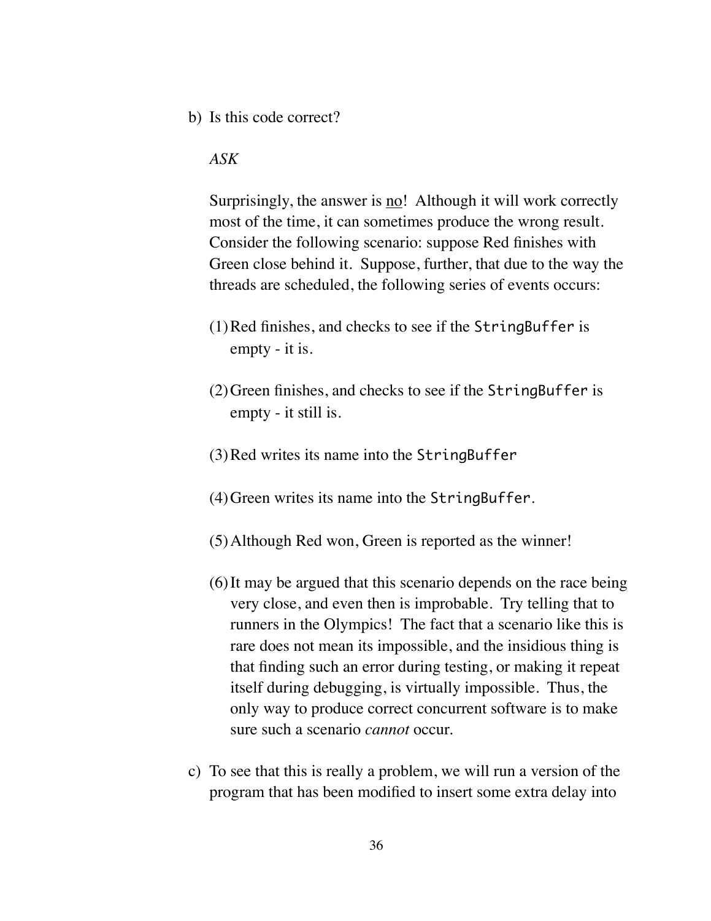b) Is this code correct?

   *ASK*

   Surprisingly, the answer is <u>no</u>! Although it will work correctly most of the time, it can sometimes produce the wrong result. Consider the following scenario: suppose Red finishes with Green close behind it. Suppose, further, that due to the way the threads are scheduled, the following series of events occurs:

   (1) Red finishes, and checks to see if the `StringBuffer` is empty - it is.

   (2) Green finishes, and checks to see if the `StringBuffer` is empty - it still is.

   (3) Red writes its name into the `StringBuffer`

   (4) Green writes its name into the `StringBuffer`.

   (5) Although Red won, Green is reported as the winner!

   (6) It may be argued that this scenario depends on the race being very close, and even then is improbable. Try telling that to runners in the Olympics! The fact that a scenario like this is rare does not mean its impossible, and the insidious thing is that finding such an error during testing, or making it repeat itself during debugging, is virtually impossible. Thus, the only way to produce correct concurrent software is to make sure such a scenario *cannot* occur.

c) To see that this is really a problem, we will run a version of the program that has been modified to insert some extra delay into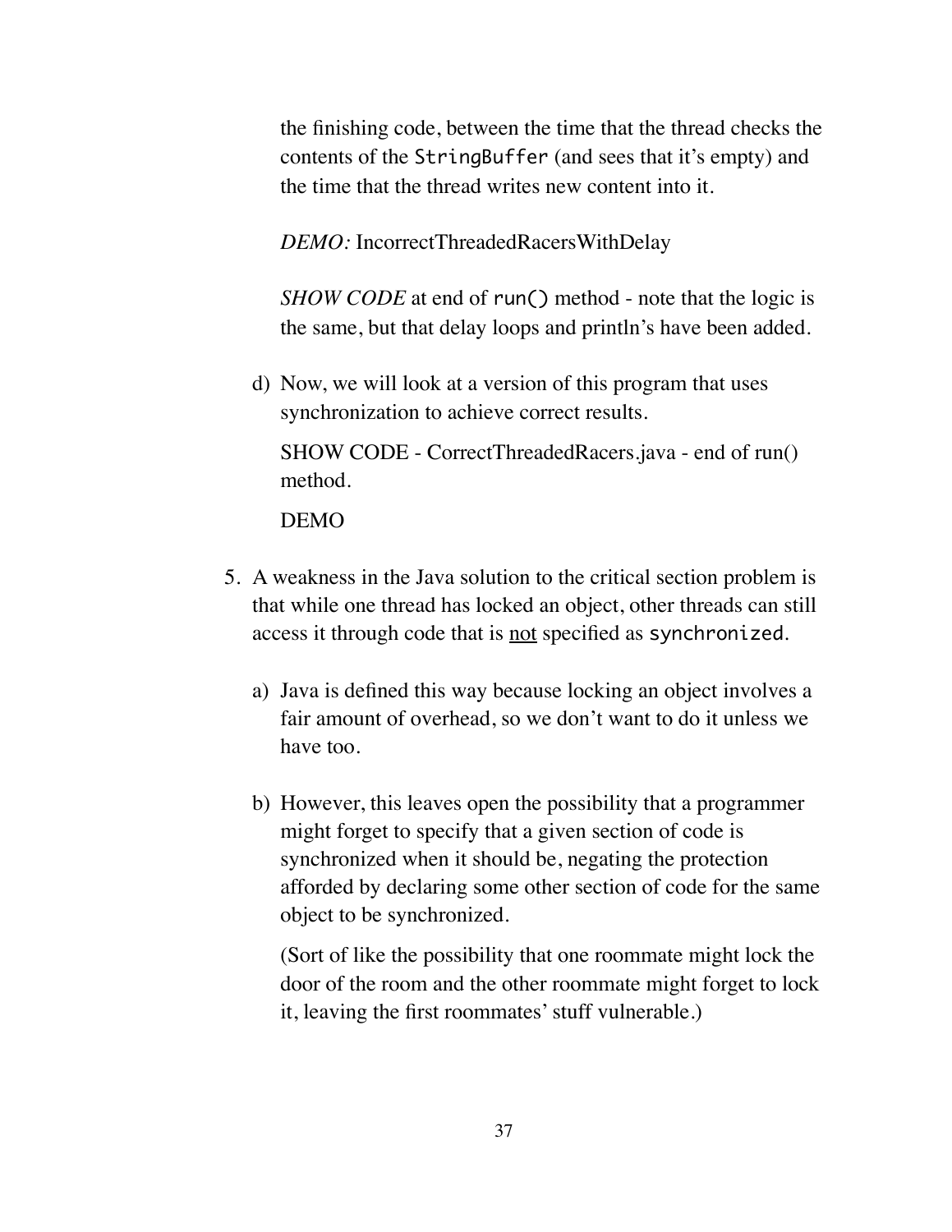the finishing code, between the time that the thread checks the contents of the `StringBuffer` (and sees that it's empty) and the time that the thread writes new content into it.

*DEMO:* IncorrectThreadedRacersWithDelay

*SHOW CODE* at end of `run()` method - note that the logic is the same, but that delay loops and println's have been added.

d) Now, we will look at a version of this program that uses synchronization to achieve correct results.

   SHOW CODE - CorrectThreadedRacers.java - end of run() method.

   DEMO

5. A weakness in the Java solution to the critical section problem is that while one thread has locked an object, other threads can still access it through code that is <u>not</u> specified as `synchronized`.

   a) Java is defined this way because locking an object involves a fair amount of overhead, so we don't want to do it unless we have too.

   b) However, this leaves open the possibility that a programmer might forget to specify that a given section of code is synchronized when it should be, negating the protection afforded by declaring some other section of code for the same object to be synchronized.

   (Sort of like the possibility that one roommate might lock the door of the room and the other roommate might forget to lock it, leaving the first roommates' stuff vulnerable.)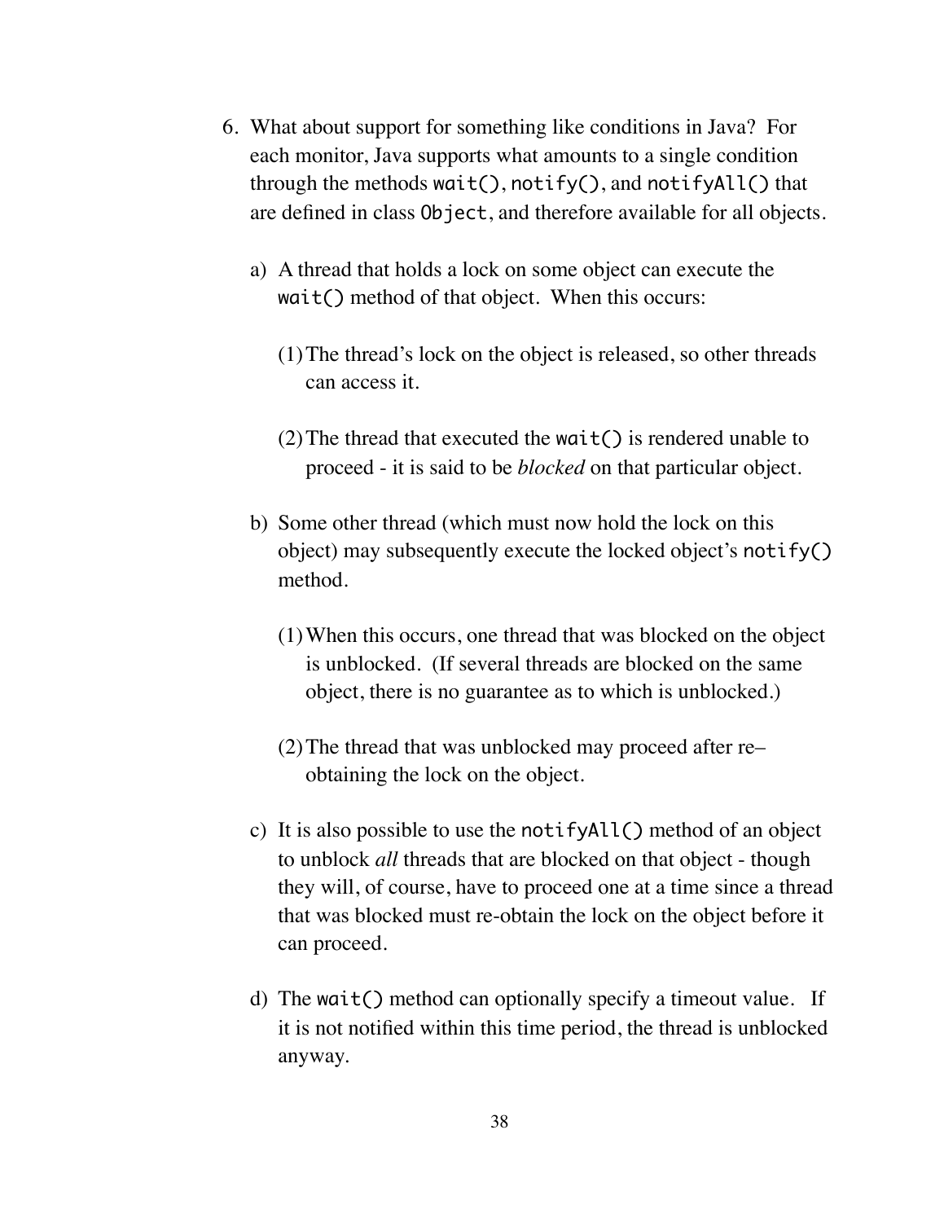6. What about support for something like conditions in Java? For each monitor, Java supports what amounts to a single condition through the methods `wait()`, `notify()`, and `notifyAll()` that are defined in class `Object`, and therefore available for all objects.

   a) A thread that holds a lock on some object can execute the `wait()` method of that object. When this occurs:

      (1) The thread's lock on the object is released, so other threads can access it.

      (2) The thread that executed the `wait()` is rendered unable to proceed - it is said to be *blocked* on that particular object.

   b) Some other thread (which must now hold the lock on this object) may subsequently execute the locked object's `notify()` method.

      (1) When this occurs, one thread that was blocked on the object is unblocked. (If several threads are blocked on the same object, there is no guarantee as to which is unblocked.)

      (2) The thread that was unblocked may proceed after re–obtaining the lock on the object.

   c) It is also possible to use the `notifyAll()` method of an object to unblock *all* threads that are blocked on that object - though they will, of course, have to proceed one at a time since a thread that was blocked must re-obtain the lock on the object before it can proceed.

   d) The `wait()` method can optionally specify a timeout value. If it is not notified within this time period, the thread is unblocked anyway.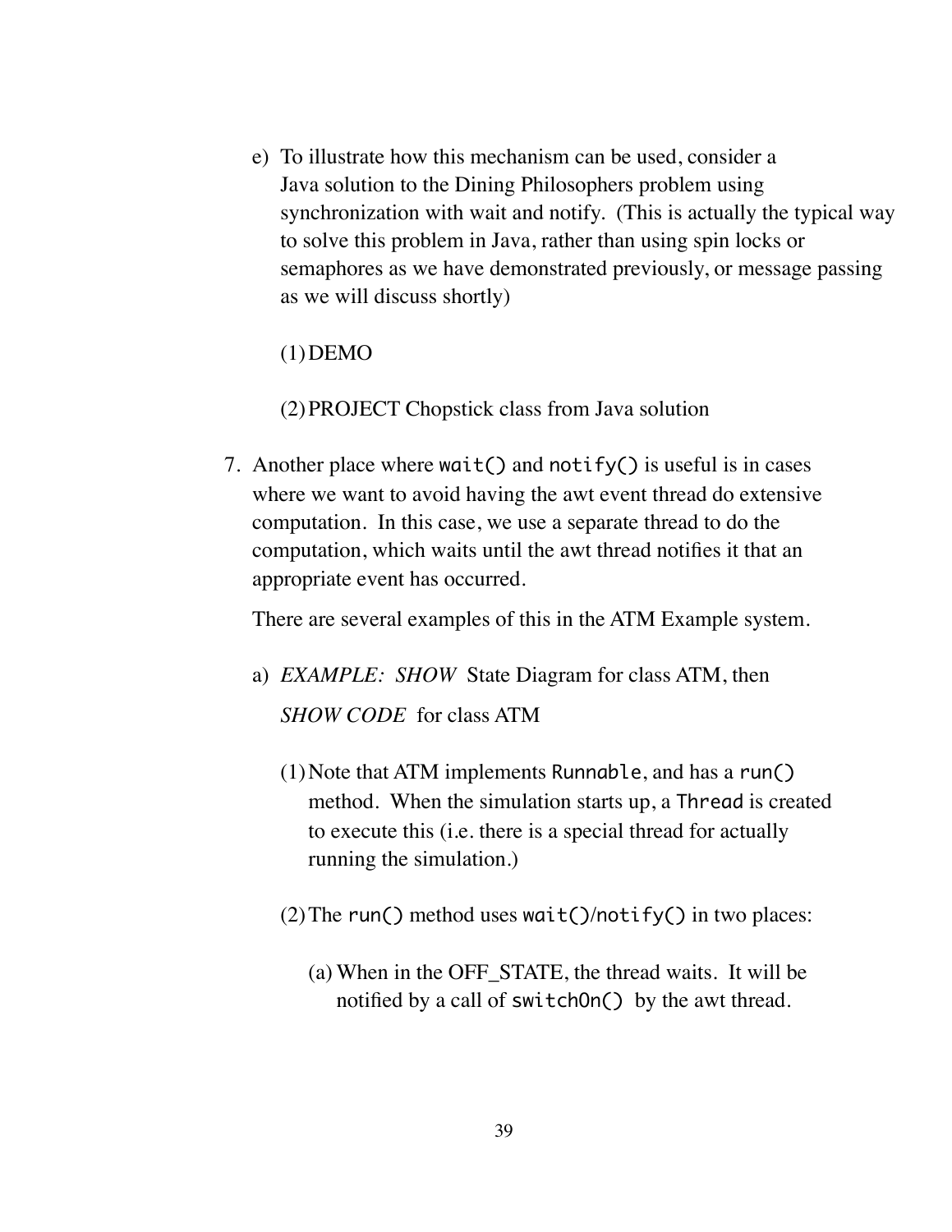e) To illustrate how this mechanism can be used, consider a Java solution to the Dining Philosophers problem using synchronization with wait and notify. (This is actually the typical way to solve this problem in Java, rather than using spin locks or semaphores as we have demonstrated previously, or message passing as we will discuss shortly)

   (1) DEMO

   (2) PROJECT Chopstick class from Java solution

7. Another place where `wait()` and `notify()` is useful is in cases where we want to avoid having the awt event thread do extensive computation. In this case, we use a separate thread to do the computation, which waits until the awt thread notifies it that an appropriate event has occurred.

   There are several examples of this in the ATM Example system.

   a) *EXAMPLE: SHOW* State Diagram for class ATM, then

      *SHOW CODE* for class ATM

      (1) Note that ATM implements `Runnable`, and has a `run()` method. When the simulation starts up, a `Thread` is created to execute this (i.e. there is a special thread for actually running the simulation.)

      (2) The `run()` method uses `wait()`/`notify()` in two places:

         (a) When in the OFF_STATE, the thread waits. It will be notified by a call of `switchOn()` by the awt thread.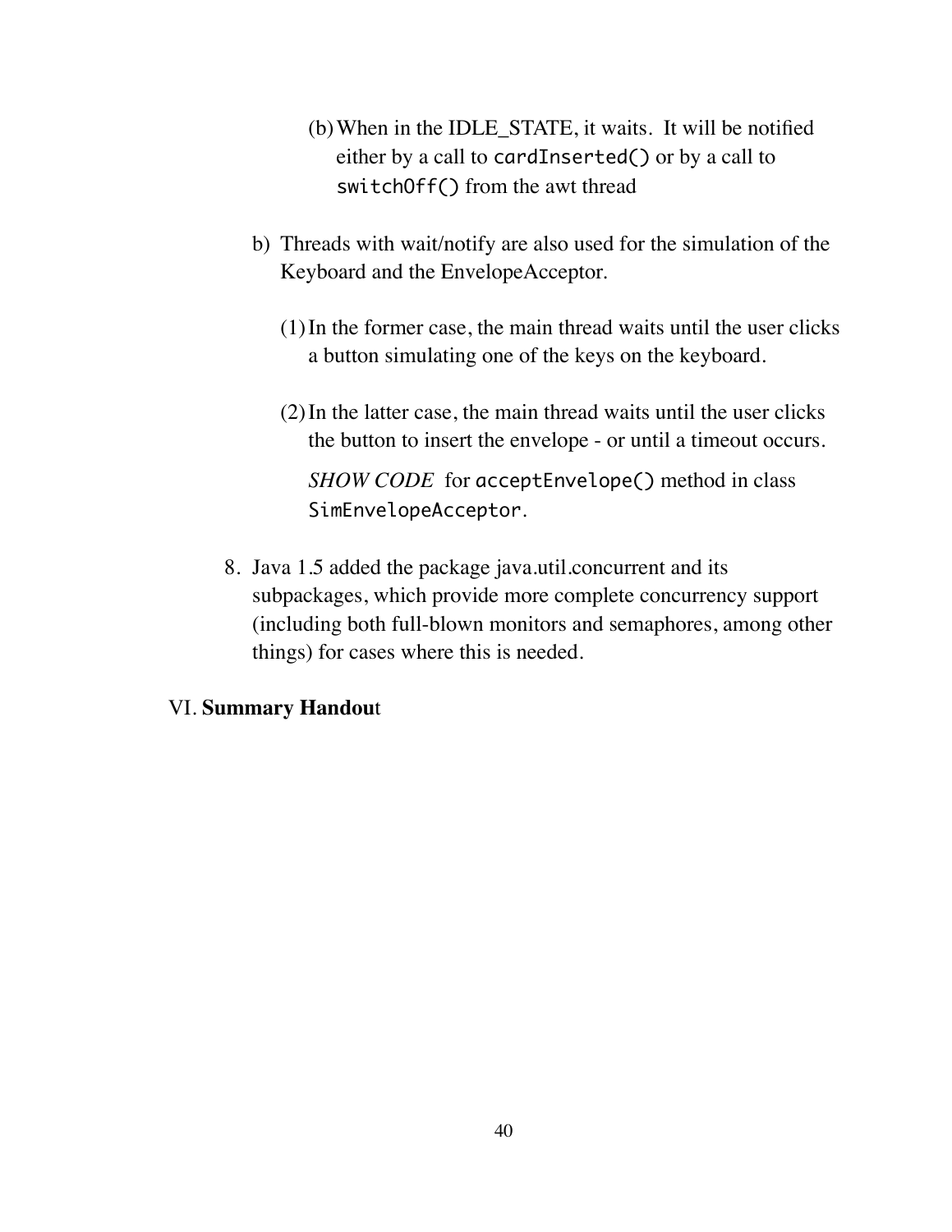(b) When in the IDLE_STATE, it waits. It will be notified either by a call to `cardInserted()` or by a call to `switchOff()` from the awt thread

b) Threads with wait/notify are also used for the simulation of the Keyboard and the EnvelopeAcceptor.

(1) In the former case, the main thread waits until the user clicks a button simulating one of the keys on the keyboard.

(2) In the latter case, the main thread waits until the user clicks the button to insert the envelope - or until a timeout occurs.

*SHOW CODE* for `acceptEnvelope()` method in class `SimEnvelopeAcceptor`.

8. Java 1.5 added the package java.util.concurrent and its subpackages, which provide more complete concurrency support (including both full-blown monitors and semaphores, among other things) for cases where this is needed.

VI. **Summary Handou**t